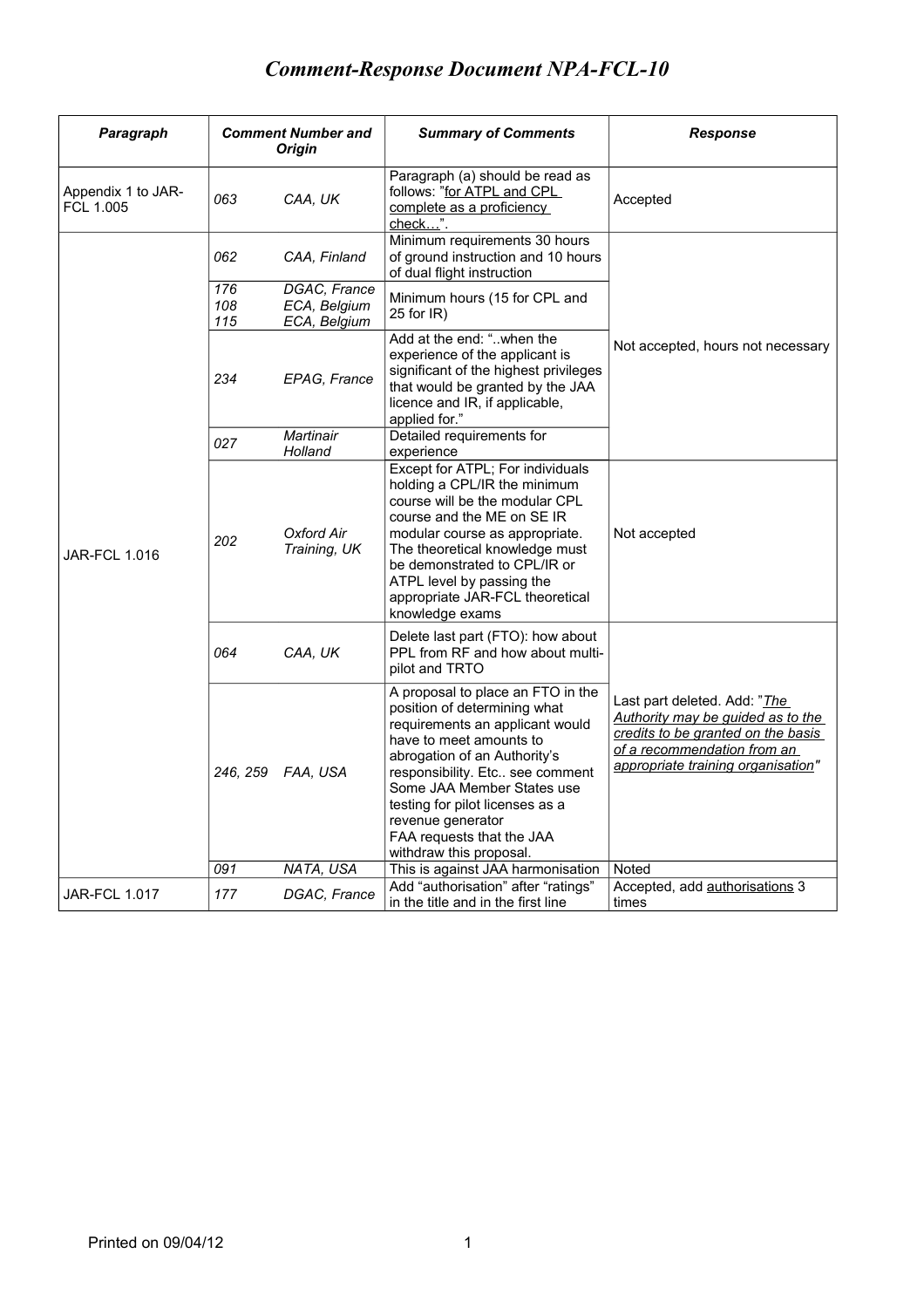# *Comment-Response Document NPA-FCL-10*

| Paragraph | Comment Number and Origin | | Summary of Comments | Response |
|---|---|---|---|---|
| Appendix 1 to JAR-FCL 1.005 | 063 | CAA, UK | Paragraph (a) should be read as follows: "for ATPL and CPL complete as a proficiency check…". | Accepted |
| JAR-FCL 1.016 | 062 | CAA, Finland | Minimum requirements 30 hours of ground instruction and 10 hours of dual flight instruction | Not accepted, hours not necessary |
| | 176<br>108<br>115 | DGAC, France<br>ECA, Belgium<br>ECA, Belgium | Minimum hours (15 for CPL and 25 for IR) | |
| | 234 | EPAG, France | Add at the end: "..when the experience of the applicant is significant of the highest privileges that would be granted by the JAA licence and IR, if applicable, applied for." | |
| | 027 | Martinair Holland | Detailed requirements for experience | |
| | 202 | Oxford Air Training, UK | Except for ATPL; For individuals holding a CPL/IR the minimum course will be the modular CPL course and the ME on SE IR modular course as appropriate. The theoretical knowledge must be demonstrated to CPL/IR or ATPL level by passing the appropriate JAR-FCL theoretical knowledge exams | Not accepted |
| | 064 | CAA, UK | Delete last part (FTO): how about PPL from RF and how about multi-pilot and TRTO | Last part deleted. Add: "*The Authority may be guided as to the credits to be granted on the basis of a recommendation from an appropriate training organisation*" |
| | 246, 259 | FAA, USA | A proposal to place an FTO in the position of determining what requirements an applicant would have to meet amounts to abrogation of an Authority's responsibility. Etc.. see comment Some JAA Member States use testing for pilot licenses as a revenue generator FAA requests that the JAA withdraw this proposal. | |
| | 091 | NATA, USA | This is against JAA harmonisation | Noted |
| JAR-FCL 1.017 | 177 | DGAC, France | Add "authorisation" after "ratings" in the title and in the first line | Accepted, add authorisations 3 times |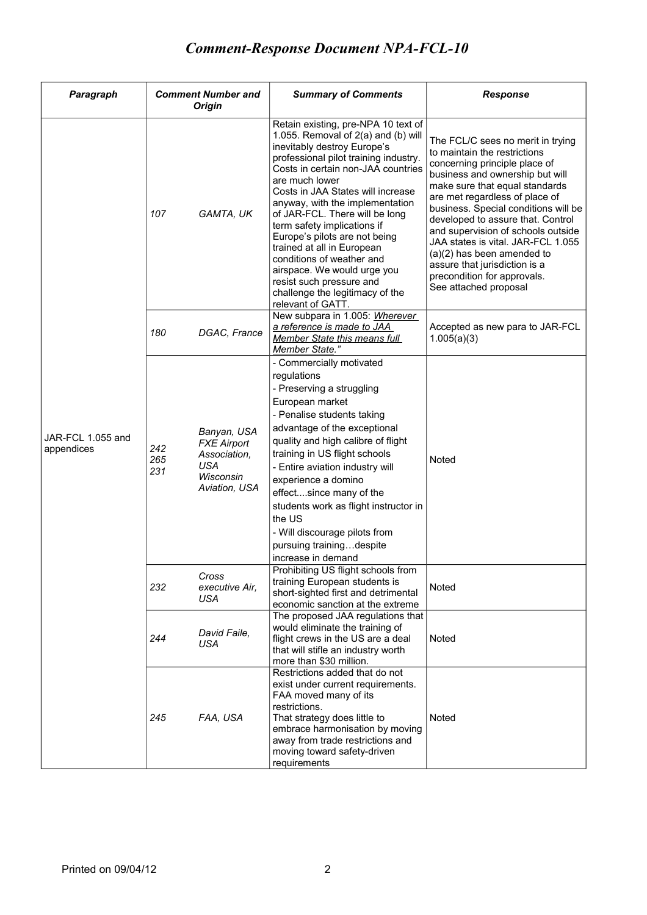# *Comment-Response Document NPA-FCL-10*

| *Paragraph* | *Comment Number and Origin* | | *Summary of Comments* | *Response* |
|---|---|---|---|---|
| JAR-FCL 1.055 and appendices | *107* | *GAMTA, UK* | Retain existing, pre-NPA 10 text of 1.055. Removal of 2(a) and (b) will inevitably destroy Europe's professional pilot training industry. Costs in certain non-JAA countries are much lower<br>Costs in JAA States will increase anyway, with the implementation of JAR-FCL. There will be long term safety implications if Europe's pilots are not being trained at all in European conditions of weather and airspace. We would urge you resist such pressure and challenge the legitimacy of the relevant of GATT. | The FCL/C sees no merit in trying to maintain the restrictions concerning principle place of business and ownership but will make sure that equal standards are met regardless of place of business. Special conditions will be developed to assure that. Control and supervision of schools outside JAA states is vital. JAR-FCL 1.055 (a)(2) has been amended to assure that jurisdiction is a precondition for approvals.<br>See attached proposal |
| | *180* | *DGAC, France* | New subpara in 1.005: <u>*Wherever a reference is made to JAA Member State this means full Member State*</u>*."* | Accepted as new para to JAR-FCL 1.005(a)(3) |
| | *242*<br>*265*<br>*231* | *Banyan, USA*<br>*FXE Airport Association, USA*<br>*Wisconsin Aviation, USA* | - Commercially motivated regulations<br>- Preserving a struggling European market<br>- Penalise students taking advantage of the exceptional quality and high calibre of flight training in US flight schools<br>- Entire aviation industry will experience a domino effect....since many of the students work as flight instructor in the US<br>- Will discourage pilots from pursuing training…despite increase in demand | Noted |
| | *232* | *Cross executive Air, USA* | Prohibiting US flight schools from training European students is short-sighted first and detrimental economic sanction at the extreme | Noted |
| | *244* | *David Faile, USA* | The proposed JAA regulations that would eliminate the training of flight crews in the US are a deal that will stifle an industry worth more than $30 million. | Noted |
| | *245* | *FAA, USA* | Restrictions added that do not exist under current requirements. FAA moved many of its restrictions.<br>That strategy does little to embrace harmonisation by moving away from trade restrictions and moving toward safety-driven requirements | Noted |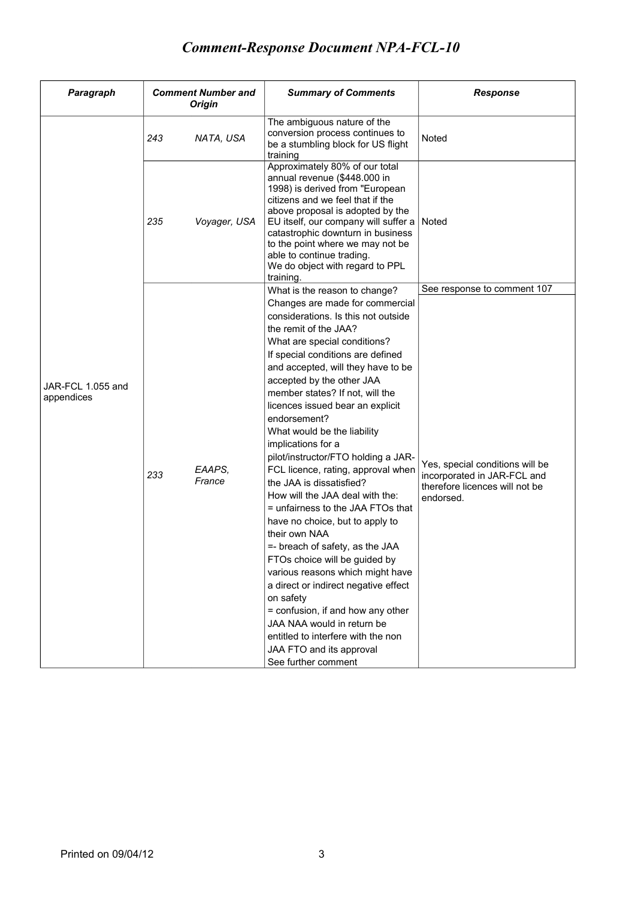# Comment-Response Document NPA-FCL-10

| Paragraph | Comment Number and Origin | | Summary of Comments | Response |
|---|---|---|---|---|
| JAR-FCL 1.055 and appendices | 243 | NATA, USA | The ambiguous nature of the conversion process continues to be a stumbling block for US flight training | Noted |
| | 235 | Voyager, USA | Approximately 80% of our total annual revenue ($448.000 in 1998) is derived from "European citizens and we feel that if the above proposal is adopted by the EU itself, our company will suffer a catastrophic downturn in business to the point where we may not be able to continue trading.<br>We do object with regard to PPL training. | Noted |
| | 233 | EAAPS, France | What is the reason to change? | See response to comment 107 |
| | | | Changes are made for commercial considerations. Is this not outside the remit of the JAA?<br>What are special conditions?<br>If special conditions are defined and accepted, will they have to be accepted by the other JAA member states? If not, will the licences issued bear an explicit endorsement?<br>What would be the liability implications for a pilot/instructor/FTO holding a JAR-FCL licence, rating, approval when the JAA is dissatisfied?<br>How will the JAA deal with the:<br>= unfairness to the JAA FTOs that have no choice, but to apply to their own NAA<br>=- breach of safety, as the JAA FTOs choice will be guided by various reasons which might have a direct or indirect negative effect on safety<br>= confusion, if and how any other JAA NAA would in return be entitled to interfere with the non JAA FTO and its approval<br>See further comment | Yes, special conditions will be incorporated in JAR-FCL and therefore licences will not be endorsed. |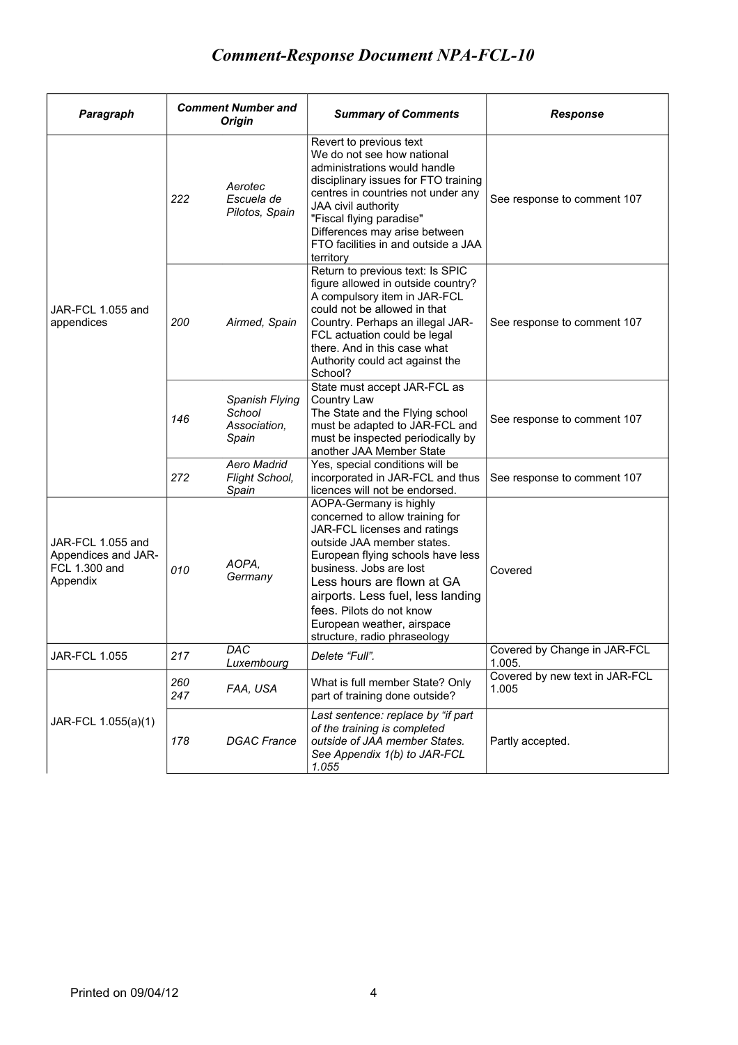# Comment-Response Document NPA-FCL-10

| Paragraph | Comment Number and Origin | | Summary of Comments | Response |
|---|---|---|---|---|
| JAR-FCL 1.055 and appendices | 222 | *Aerotec Escuela de Pilotos, Spain* | Revert to previous text We do not see how national administrations would handle disciplinary issues for FTO training centres in countries not under any JAA civil authority "Fiscal flying paradise" Differences may arise between FTO facilities in and outside a JAA territory | See response to comment 107 |
| | 200 | *Airmed, Spain* | Return to previous text: Is SPIC figure allowed in outside country? A compulsory item in JAR-FCL could not be allowed in that Country. Perhaps an illegal JAR-FCL actuation could be legal there. And in this case what Authority could act against the School? | See response to comment 107 |
| | 146 | *Spanish Flying School Association, Spain* | State must accept JAR-FCL as Country Law The State and the Flying school must be adapted to JAR-FCL and must be inspected periodically by another JAA Member State | See response to comment 107 |
| | 272 | *Aero Madrid Flight School, Spain* | Yes, special conditions will be incorporated in JAR-FCL and thus licences will not be endorsed. | See response to comment 107 |
| JAR-FCL 1.055 and Appendices and JAR-FCL 1.300 and Appendix | *010* | *AOPA, Germany* | AOPA-Germany is highly concerned to allow training for JAR-FCL licenses and ratings outside JAA member states. European flying schools have less business. Jobs are lost Less hours are flown at GA airports. Less fuel, less landing fees. Pilots do not know European weather, airspace structure, radio phraseology | Covered |
| JAR-FCL 1.055 | *217* | *DAC Luxembourg* | *Delete "Full".* | Covered by Change in JAR-FCL 1.005. |
| JAR-FCL 1.055(a)(1) | *260 247* | *FAA, USA* | What is full member State? Only part of training done outside? | Covered by new text in JAR-FCL 1.005 |
| | *178* | *DGAC France* | *Last sentence: replace by "if part of the training is completed outside of JAA member States. See Appendix 1(b) to JAR-FCL 1.055* | Partly accepted. |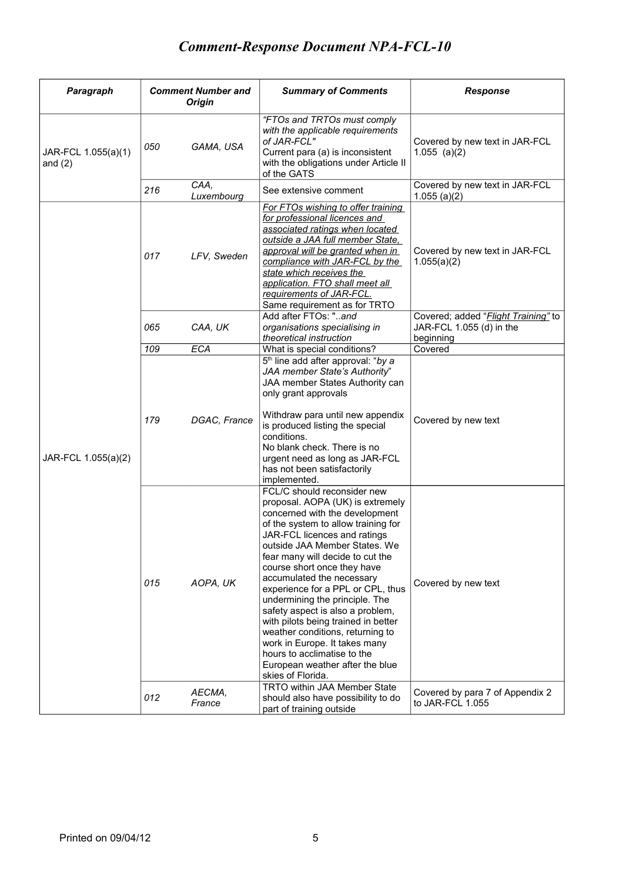# *Comment-Response Document NPA-FCL-10*

| *Paragraph* | *Comment Number and Origin* | | *Summary of Comments* | *Response* |
|---|---|---|---|---|
| JAR-FCL 1.055(a)(1) and (2) | *050* | *GAMA, USA* | *"FTOs and TRTOs must comply with the applicable requirements of JAR-FCL"* Current para (a) is inconsistent with the obligations under Article II of the GATS | Covered by new text in JAR-FCL 1.055 (a)(2) |
| | *216* | *CAA, Luxembourg* | See extensive comment | Covered by new text in JAR-FCL 1.055 (a)(2) |
| JAR-FCL 1.055(a)(2) | *017* | *LFV, Sweden* | *For FTOs wishing to offer training for professional licences and associated ratings when located outside a JAA full member State, approval will be granted when in compliance with JAR-FCL by the state which receives the application. FTO shall meet all requirements of JAR-FCL.* Same requirement as for TRTO | Covered by new text in JAR-FCL 1.055(a)(2) |
| | *065* | *CAA, UK* | Add after FTOs: "*..and organisations specialising in theoretical instruction* | Covered; added "*Flight Training*" to JAR-FCL 1.055 (d) in the beginning |
| | *109* | *ECA* | What is special conditions? | Covered |
| | *179* | *DGAC, France* | 5th line add after approval: "*by a JAA member State's Authority*" JAA member States Authority can only grant approvals<br><br>Withdraw para until new appendix is produced listing the special conditions.<br>No blank check. There is no urgent need as long as JAR-FCL has not been satisfactorily implemented. | Covered by new text |
| | *015* | *AOPA, UK* | FCL/C should reconsider new proposal. AOPA (UK) is extremely concerned with the development of the system to allow training for JAR-FCL licences and ratings outside JAA Member States. We fear many will decide to cut the course short once they have accumulated the necessary experience for a PPL or CPL, thus undermining the principle. The safety aspect is also a problem, with pilots being trained in better weather conditions, returning to work in Europe. It takes many hours to acclimatise to the European weather after the blue skies of Florida. | Covered by new text |
| | *012* | *AECMA, France* | TRTO within JAA Member State should also have possibility to do part of training outside | Covered by para 7 of Appendix 2 to JAR-FCL 1.055 |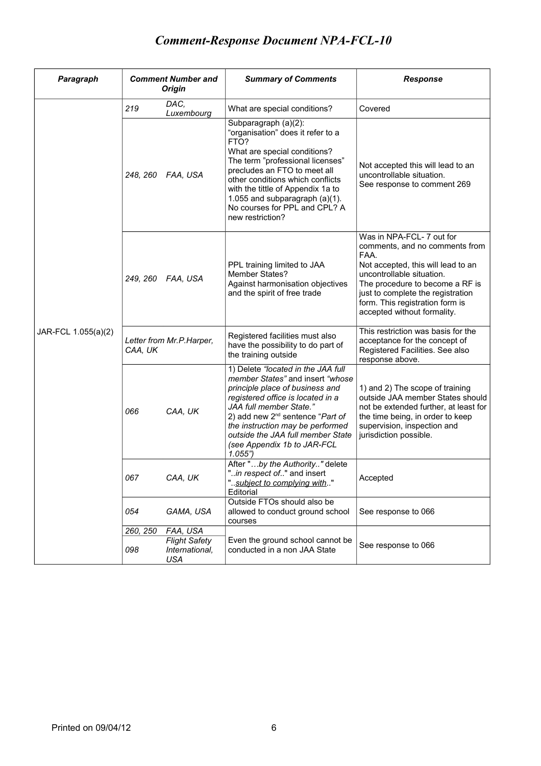# *Comment-Response Document NPA-FCL-10*

| ***Paragraph*** | ***Comment Number and Origin*** | | ***Summary of Comments*** | ***Response*** |
|---|---|---|---|---|
| JAR-FCL 1.055(a)(2) | *219* | *DAC, Luxembourg* | What are special conditions? | Covered |
| | *248, 260* | *FAA, USA* | Subparagraph (a)(2): "organisation" does it refer to a FTO? What are special conditions? The term "professional licenses" precludes an FTO to meet all other conditions which conflicts with the tittle of Appendix 1a to 1.055 and subparagraph (a)(1). No courses for PPL and CPL? A new restriction? | Not accepted this will lead to an uncontrollable situation. See response to comment 269 |
| | *249, 260* | *FAA, USA* | PPL training limited to JAA Member States? Against harmonisation objectives and the spirit of free trade | Was in NPA-FCL- 7 out for comments, and no comments from FAA. Not accepted, this will lead to an uncontrollable situation. The procedure to become a RF is just to complete the registration form. This registration form is accepted without formality. |
| | *Letter from Mr.P.Harper, CAA, UK* | | Registered facilities must also have the possibility to do part of the training outside | This restriction was basis for the acceptance for the concept of Registered Facilities. See also response above. |
| | *066* | *CAA, UK* | 1) Delete *"located in the JAA full member States"* and insert *"whose principle place of business and registered office is located in a JAA full member State."* 2) add new 2nd sentence "*Part of the instruction may be performed outside the JAA full member State (see Appendix 1b to JAR-FCL 1.055")* | 1) and 2) The scope of training outside JAA member States should not be extended further, at least for the time being, in order to keep supervision, inspection and jurisdiction possible. |
| | *067* | *CAA, UK* | After "*…by the Authority.."* delete "*..in respect of..*" and insert "*..subject to complying with..*" Editorial | Accepted |
| | *054* | *GAMA, USA* | Outside FTOs should also be allowed to conduct ground school courses | See response to 066 |
| | *260, 250* / *098* | *FAA, USA* / *Flight Safety International, USA* | Even the ground school cannot be conducted in a non JAA State | See response to 066 |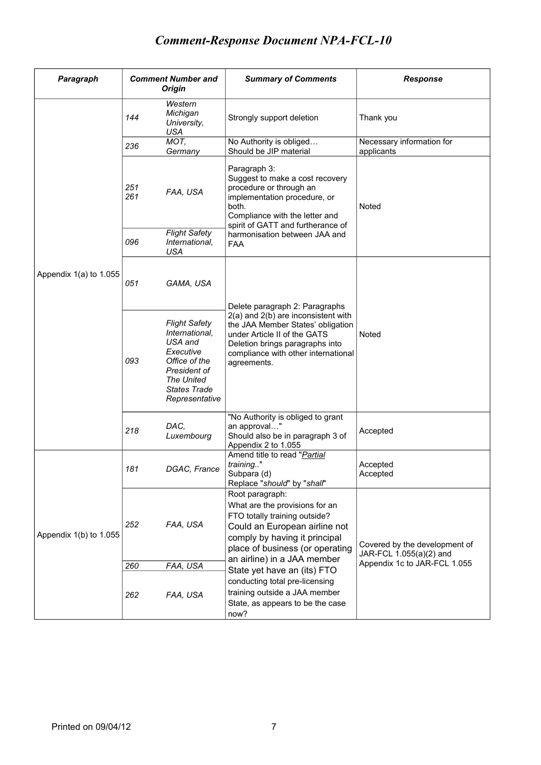# Comment-Response Document NPA-FCL-10

| Paragraph | Comment Number and Origin | | Summary of Comments | Response |
|---|---|---|---|---|
| Appendix 1(a) to 1.055 | 144 | Western Michigan University, USA | Strongly support deletion | Thank you |
| | 236 | MOT, Germany | No Authority is obliged… Should be JIP material | Necessary information for applicants |
| | 251 261 | FAA, USA | Paragraph 3: Suggest to make a cost recovery procedure or through an implementation procedure, or both. Compliance with the letter and spirit of GATT and furtherance of harmonisation between JAA and FAA | Noted |
| | 096 | Flight Safety International, USA | | |
| | 051 | GAMA, USA | Delete paragraph 2: Paragraphs 2(a) and 2(b) are inconsistent with the JAA Member States' obligation under Article II of the GATS Deletion brings paragraphs into compliance with other international agreements. | Noted |
| | 093 | Flight Safety International, USA and Executive Office of the President of The United States Trade Representative | | |
| | 218 | DAC, Luxembourg | "No Authority is obliged to grant an approval…" Should also be in paragraph 3 of Appendix 2 to 1.055 | Accepted |
| Appendix 1(b) to 1.055 | 181 | DGAC, France | Amend title to read "*Partial* training.." Subpara (d) Replace "*should*" by "*shall*" | Accepted Accepted |
| | 252 | FAA, USA | Root paragraph: What are the provisions for an FTO totally training outside? Could an European airline not comply by having it principal place of business (or operating an airline) in a JAA member State yet have an (its) FTO conducting total pre-licensing training outside a JAA member State, as appears to be the case now? | Covered by the development of JAR-FCL 1.055(a)(2) and Appendix 1c to JAR-FCL 1.055 |
| | 260 | FAA, USA | | |
| | 262 | FAA, USA | | |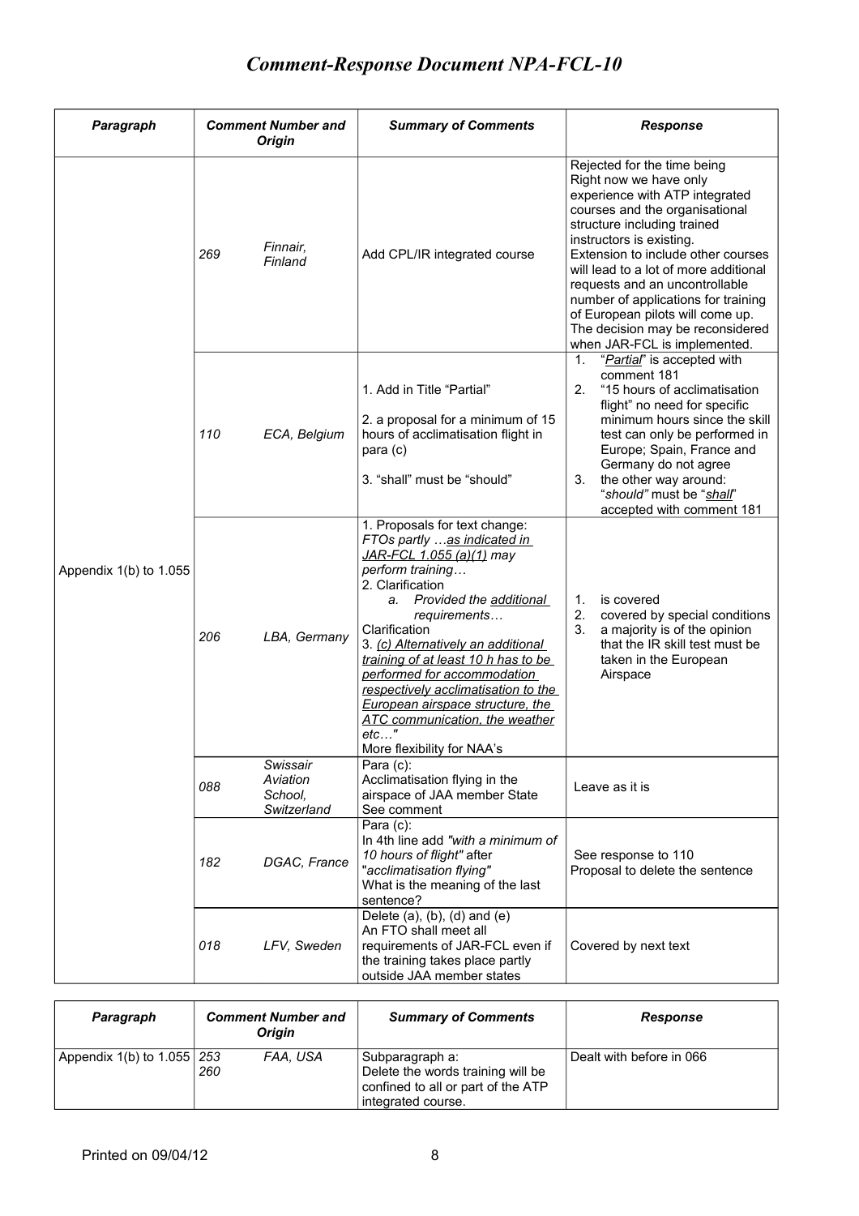# *Comment-Response Document NPA-FCL-10*

| *Paragraph* | *Comment Number and Origin* | | *Summary of Comments* | *Response* |
|---|---|---|---|---|
| Appendix 1(b) to 1.055 | *269* | *Finnair, Finland* | Add CPL/IR integrated course | Rejected for the time being<br>Right now we have only experience with ATP integrated courses and the organisational structure including trained instructors is existing.<br>Extension to include other courses will lead to a lot of more additional requests and an uncontrollable number of applications for training of European pilots will come up.<br>The decision may be reconsidered when JAR-FCL is implemented. |
| | *110* | *ECA, Belgium* | 1. Add in Title "Partial"<br><br>2. a proposal for a minimum of 15 hours of acclimatisation flight in para (c)<br><br>3. "shall" must be "should" | 1. "*Partial*" is accepted with comment 181<br>2. "15 hours of acclimatisation flight" no need for specific minimum hours since the skill test can only be performed in Europe; Spain, France and Germany do not agree<br>3. the other way around: "*should"* must be "*shall*" accepted with comment 181 |
| | *206* | *LBA, Germany* | 1. Proposals for text change:<br>*FTOs partly …as indicated in JAR-FCL 1.055 (a)(1) may perform training…*<br>2. Clarification<br>*a. Provided the additional requirements…*<br>Clarification<br>3. *(c) Alternatively an additional training of at least 10 h has to be performed for accommodation respectively acclimatisation to the European airspace structure, the ATC communication, the weather etc…"*<br>More flexibility for NAA's | 1. is covered<br>2. covered by special conditions<br>3. a majority is of the opinion that the IR skill test must be taken in the European Airspace |
| | *088* | *Swissair Aviation School, Switzerland* | Para (c):<br>Acclimatisation flying in the airspace of JAA member State<br>See comment | Leave as it is |
| | *182* | *DGAC, France* | Para (c):<br>In 4th line add *"with a minimum of 10 hours of flight"* after "*acclimatisation flying"*<br>What is the meaning of the last sentence? | See response to 110<br>Proposal to delete the sentence |
| | *018* | *LFV, Sweden* | Delete (a), (b), (d) and (e)<br>An FTO shall meet all requirements of JAR-FCL even if the training takes place partly outside JAA member states | Covered by next text |
| Appendix 1(b) to 1.055 | *253*<br>*260* | *FAA, USA* | Subparagraph a:<br>Delete the words training will be confined to all or part of the ATP integrated course. | Dealt with before in 066 |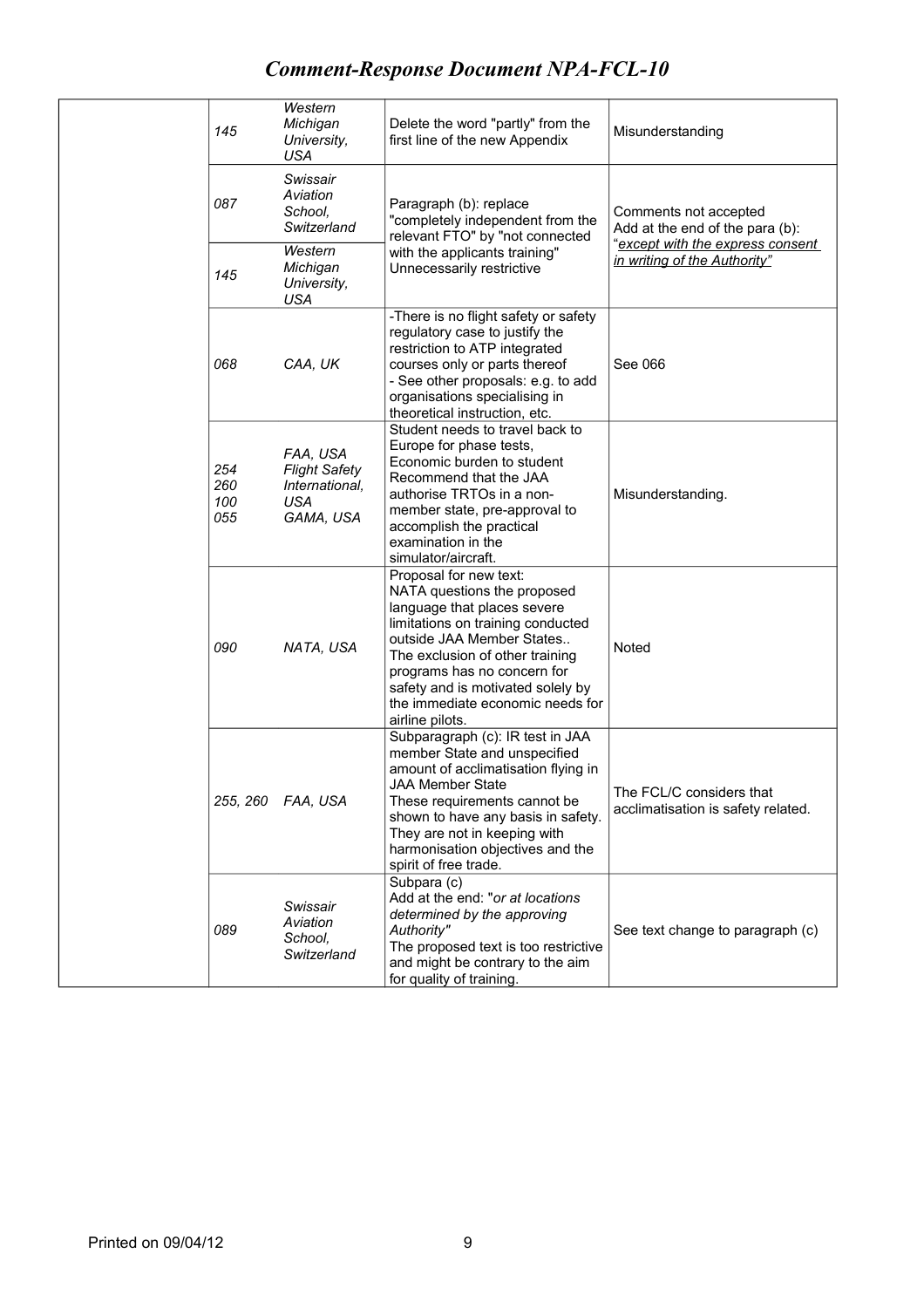| | | | | |
|---|---|---|---|---|
| | 145 | *Western Michigan University, USA* | Delete the word "partly" from the first line of the new Appendix | Misunderstanding |
| | 087 | *Swissair Aviation School, Switzerland* | Paragraph (b): replace "completely independent from the relevant FTO" by "not connected with the applicants training" Unnecessarily restrictive | Comments not accepted Add at the end of the para (b): "*except with the express consent in writing of the Authority"* |
| | 145 | *Western Michigan University, USA* | | |
| | 068 | *CAA, UK* | -There is no flight safety or safety regulatory case to justify the restriction to ATP integrated courses only or parts thereof - See other proposals: e.g. to add organisations specialising in theoretical instruction, etc. | See 066 |
| | 254 260 100 055 | *FAA, USA Flight Safety International, USA GAMA, USA* | Student needs to travel back to Europe for phase tests, Economic burden to student Recommend that the JAA authorise TRTOs in a non-member state, pre-approval to accomplish the practical examination in the simulator/aircraft. | Misunderstanding. |
| | 090 | *NATA, USA* | Proposal for new text: NATA questions the proposed language that places severe limitations on training conducted outside JAA Member States.. The exclusion of other training programs has no concern for safety and is motivated solely by the immediate economic needs for airline pilots. | Noted |
| | 255, 260 | *FAA, USA* | Subparagraph (c): IR test in JAA member State and unspecified amount of acclimatisation flying in JAA Member State These requirements cannot be shown to have any basis in safety. They are not in keeping with harmonisation objectives and the spirit of free trade. | The FCL/C considers that acclimatisation is safety related. |
| | 089 | *Swissair Aviation School, Switzerland* | Subpara (c) Add at the end: "*or at locations determined by the approving Authority"* The proposed text is too restrictive and might be contrary to the aim for quality of training. | See text change to paragraph (c) |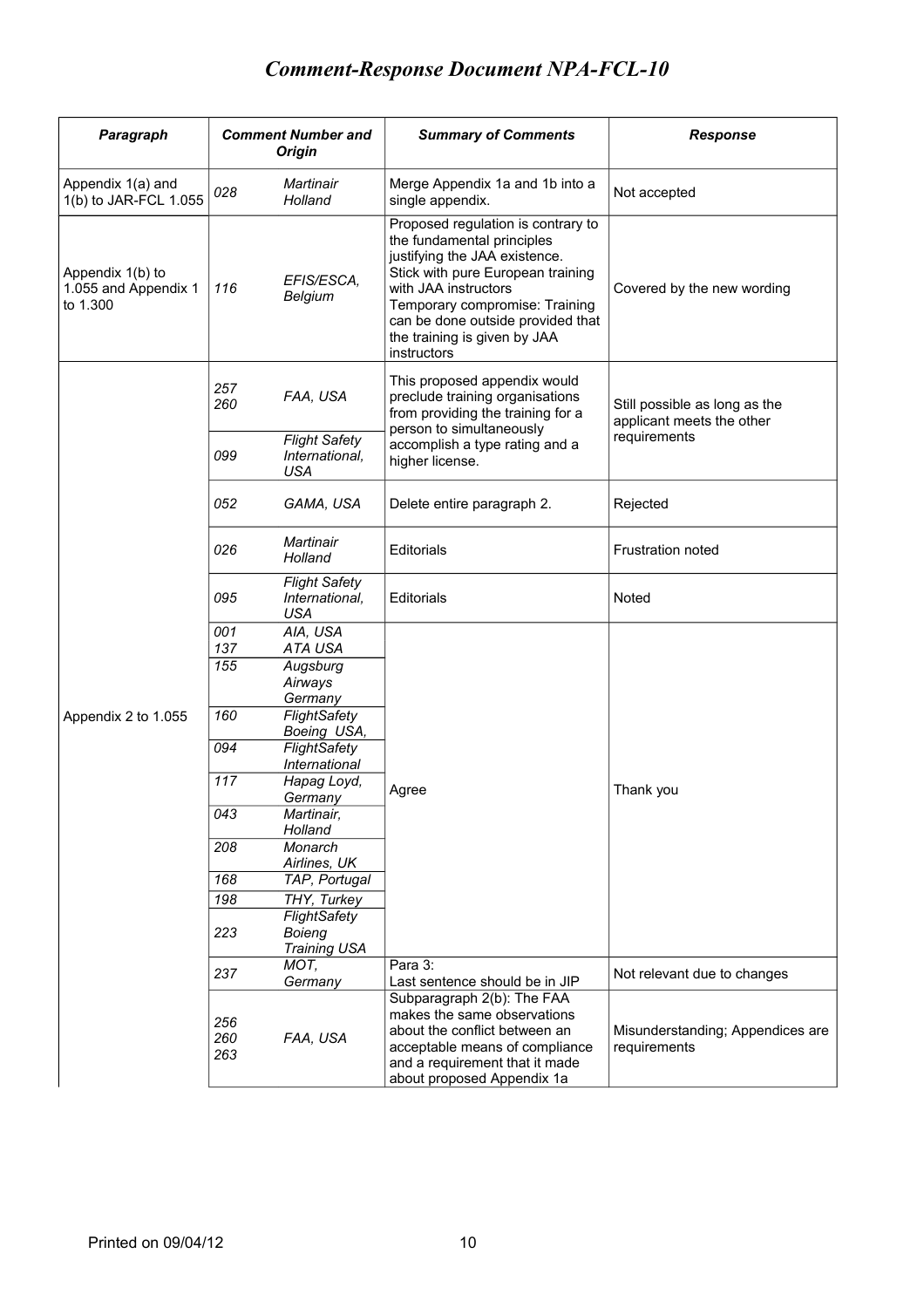# Comment-Response Document NPA-FCL-10

| Paragraph | Comment Number and Origin | | Summary of Comments | Response |
|---|---|---|---|---|
| Appendix 1(a) and 1(b) to JAR-FCL 1.055 | 028 | Martinair Holland | Merge Appendix 1a and 1b into a single appendix. | Not accepted |
| Appendix 1(b) to 1.055 and Appendix 1 to 1.300 | 116 | EFIS/ESCA, Belgium | Proposed regulation is contrary to the fundamental principles justifying the JAA existence. Stick with pure European training with JAA instructors Temporary compromise: Training can be done outside provided that the training is given by JAA instructors | Covered by the new wording |
| Appendix 2 to 1.055 | 257<br>260 | FAA, USA | This proposed appendix would preclude training organisations from providing the training for a person to simultaneously accomplish a type rating and a higher license. | Still possible as long as the applicant meets the other requirements |
| | 099 | Flight Safety International, USA | | |
| | 052 | GAMA, USA | Delete entire paragraph 2. | Rejected |
| | 026 | Martinair Holland | Editorials | Frustration noted |
| | 095 | Flight Safety International, USA | Editorials | Noted |
| | 001<br>137 | AIA, USA<br>ATA USA | Agree | Thank you |
| | 155 | Augsburg Airways Germany | | |
| | 160 | FlightSafety Boeing USA, | | |
| | 094 | FlightSafety International | | |
| | 117 | Hapag Loyd, Germany | | |
| | 043 | Martinair, Holland | | |
| | 208 | Monarch Airlines, UK | | |
| | 168 | TAP, Portugal | | |
| | 198 | THY, Turkey | | |
| | 223 | FlightSafety Boieng Training USA | | |
| | 237 | MOT, Germany | Para 3:<br>Last sentence should be in JIP | Not relevant due to changes |
| | 256<br>260<br>263 | FAA, USA | Subparagraph 2(b): The FAA makes the same observations about the conflict between an acceptable means of compliance and a requirement that it made about proposed Appendix 1a | Misunderstanding; Appendices are requirements |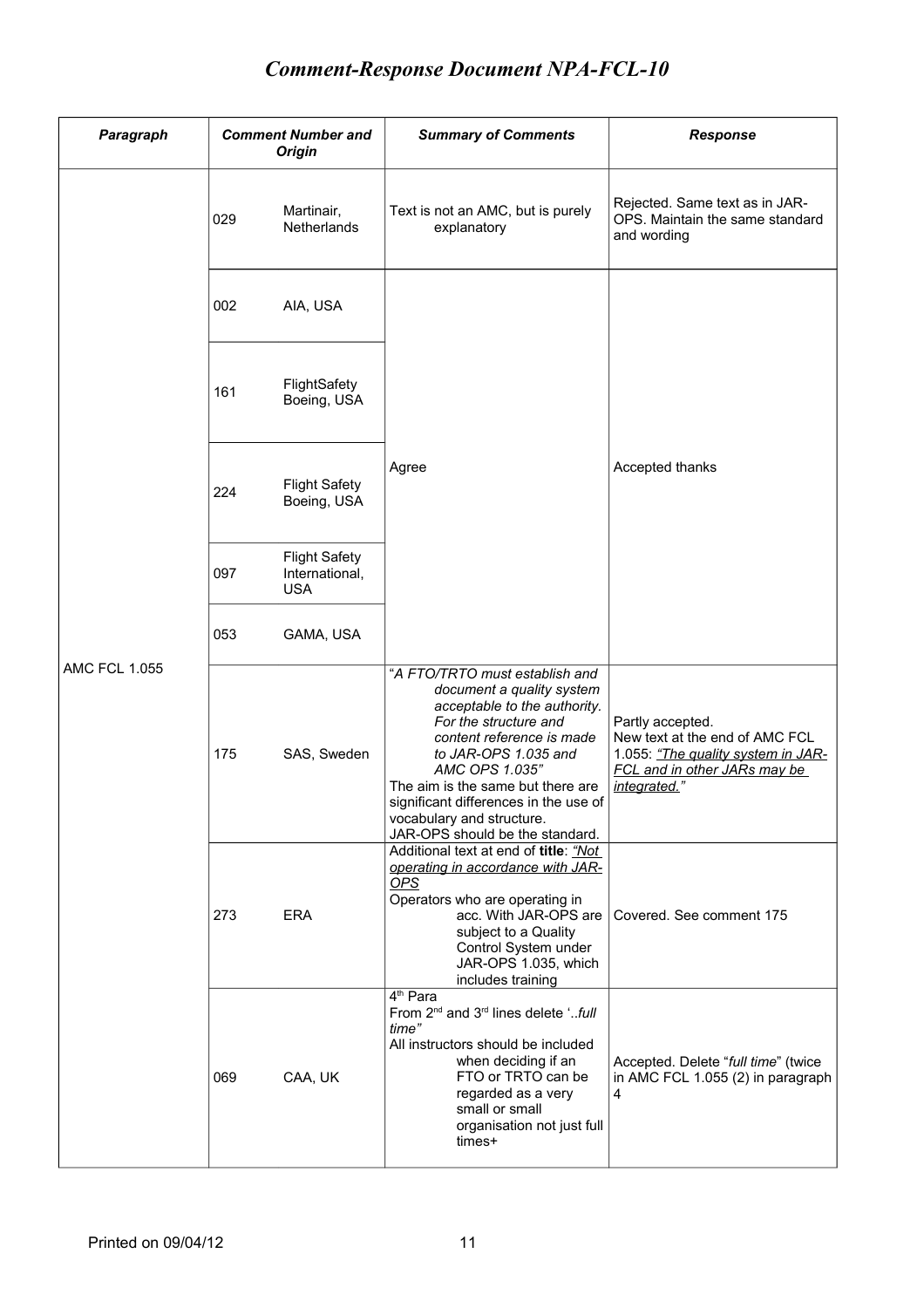# Comment-Response Document NPA-FCL-10

| Paragraph | Comment Number and Origin | | Summary of Comments | Response |
|---|---|---|---|---|
| AMC FCL 1.055 | 029 | Martinair, Netherlands | Text is not an AMC, but is purely explanatory | Rejected. Same text as in JAR-OPS. Maintain the same standard and wording |
| | 002 | AIA, USA | Agree | Accepted thanks |
| | 161 | FlightSafety Boeing, USA | | |
| | 224 | Flight Safety Boeing, USA | | |
| | 097 | Flight Safety International, USA | | |
| | 053 | GAMA, USA | | |
| | 175 | SAS, Sweden | "*A FTO/TRTO must establish and document a quality system acceptable to the authority. For the structure and content reference is made to JAR-OPS 1.035 and AMC OPS 1.035*" The aim is the same but there are significant differences in the use of vocabulary and structure. JAR-OPS should be the standard. | Partly accepted. New text at the end of AMC FCL 1.055: *"The quality system in JAR-FCL and in other JARs may be integrated."* |
| | 273 | ERA | Additional text at end of **title**: *"Not operating in accordance with JAR-OPS* Operators who are operating in acc. With JAR-OPS are subject to a Quality Control System under JAR-OPS 1.035, which includes training | Covered. See comment 175 |
| | 069 | CAA, UK | 4th Para From 2nd and 3rd lines delete '..*full time"* All instructors should be included when deciding if an FTO or TRTO can be regarded as a very small or small organisation not just full times+ | Accepted. Delete "*full time*" (twice in AMC FCL 1.055 (2) in paragraph 4 |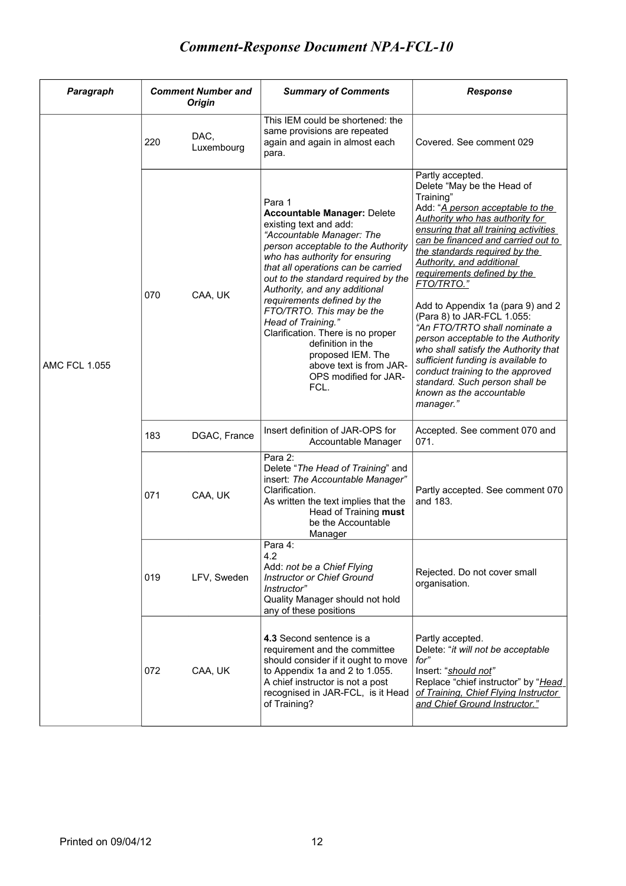# Comment-Response Document NPA-FCL-10

| Paragraph | Comment Number and Origin | | Summary of Comments | Response |
|---|---|---|---|---|
| AMC FCL 1.055 | 220 | DAC, Luxembourg | This IEM could be shortened: the same provisions are repeated again and again in almost each para. | Covered. See comment 029 |
| | 070 | CAA, UK | Para 1<br>**Accountable Manager:** Delete existing text and add: *"Accountable Manager: The person acceptable to the Authority who has authority for ensuring that all operations can be carried out to the standard required by the Authority, and any additional requirements defined by the FTO/TRTO. This may be the Head of Training."*<br>Clarification. There is no proper definition in the proposed IEM. The above text is from JAR-OPS modified for JAR-FCL. | Partly accepted.<br>Delete "May be the Head of Training"<br>Add: "*A person acceptable to the Authority who has authority for ensuring that all training activities can be financed and carried out to the standards required by the Authority, and additional requirements defined by the FTO/TRTO.*"<br><br>Add to Appendix 1a (para 9) and 2 (Para 8) to JAR-FCL 1.055:<br>*"An FTO/TRTO shall nominate a person acceptable to the Authority who shall satisfy the Authority that sufficient funding is available to conduct training to the approved standard. Such person shall be known as the accountable manager."* |
| | 183 | DGAC, France | Insert definition of JAR-OPS for Accountable Manager | Accepted. See comment 070 and 071. |
| | 071 | CAA, UK | Para 2:<br>Delete "*The Head of Training*" and insert: *The Accountable Manager"*<br>Clarification.<br>As written the text implies that the Head of Training **must** be the Accountable Manager | Partly accepted. See comment 070 and 183. |
| | 019 | LFV, Sweden | Para 4:<br>4.2<br>Add: *not be a Chief Flying Instructor or Chief Ground Instructor"*<br>Quality Manager should not hold any of these positions | Rejected. Do not cover small organisation. |
| | 072 | CAA, UK | **4.3** Second sentence is a requirement and the committee should consider if it ought to move to Appendix 1a and 2 to 1.055.<br>A chief instructor is not a post recognised in JAR-FCL, is it Head of Training? | Partly accepted.<br>Delete: "*it will not be acceptable for*"<br>Insert: "*should not*"<br>Replace "chief instructor" by "*Head of Training, Chief Flying Instructor and Chief Ground Instructor.*" |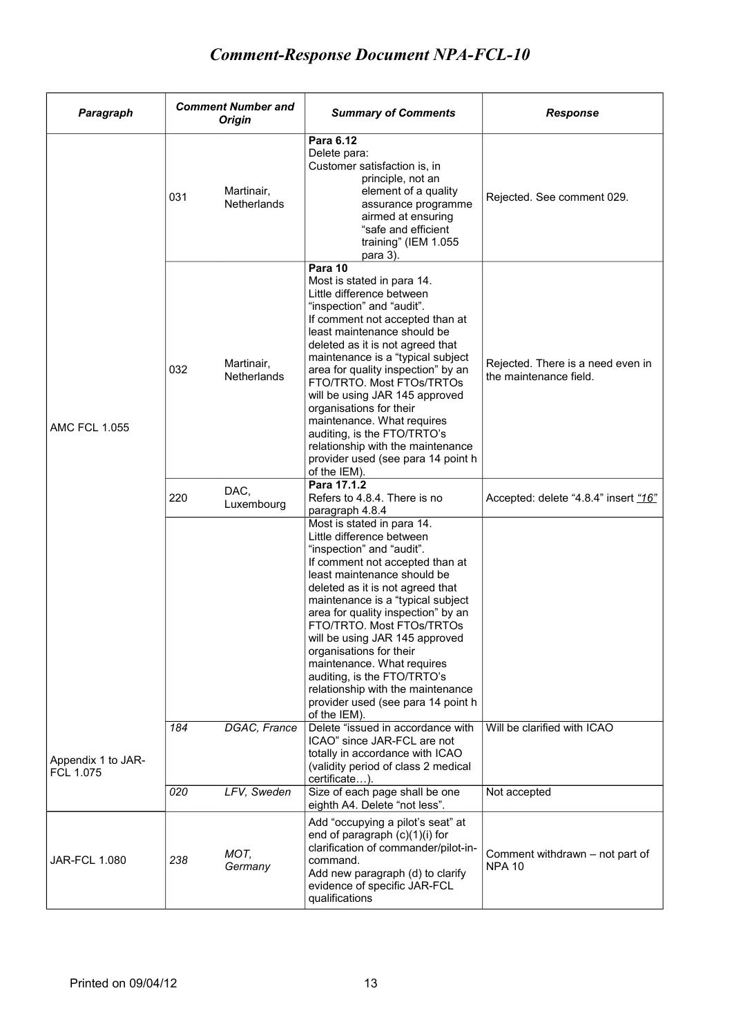# *Comment-Response Document NPA-FCL-10*

| *Paragraph* | *Comment Number and Origin* | | *Summary of Comments* | *Response* |
|---|---|---|---|---|
| AMC FCL 1.055 | 031 | Martinair, Netherlands | **Para 6.12**<br>Delete para:<br>Customer satisfaction is, in principle, not an element of a quality assurance programme airmed at ensuring "safe and efficient training" (IEM 1.055 para 3). | Rejected. See comment 029. |
| | 032 | Martinair, Netherlands | **Para 10**<br>Most is stated in para 14.<br>Little difference between "inspection" and "audit".<br>If comment not accepted than at least maintenance should be deleted as it is not agreed that maintenance is a "typical subject area for quality inspection" by an FTO/TRTO. Most FTOs/TRTOs will be using JAR 145 approved organisations for their maintenance. What requires auditing, is the FTO/TRTO's relationship with the maintenance provider used (see para 14 point h of the IEM). | Rejected. There is a need even in the maintenance field. |
| | 220 | DAC, Luxembourg | **Para 17.1.2**<br>Refers to 4.8.4. There is no paragraph 4.8.4 | Accepted: delete "4.8.4" insert *"16"* |
| | | | Most is stated in para 14.<br>Little difference between "inspection" and "audit".<br>If comment not accepted than at least maintenance should be deleted as it is not agreed that maintenance is a "typical subject area for quality inspection" by an FTO/TRTO. Most FTOs/TRTOs will be using JAR 145 approved organisations for their maintenance. What requires auditing, is the FTO/TRTO's relationship with the maintenance provider used (see para 14 point h of the IEM). | |
| Appendix 1 to JAR-FCL 1.075 | *184* | *DGAC, France* | Delete "issued in accordance with ICAO" since JAR-FCL are not totally in accordance with ICAO (validity period of class 2 medical certificate…). | Will be clarified with ICAO |
| | *020* | *LFV, Sweden* | Size of each page shall be one eighth A4. Delete "not less". | Not accepted |
| JAR-FCL 1.080 | *238* | *MOT, Germany* | Add "occupying a pilot's seat" at end of paragraph (c)(1)(i) for clarification of commander/pilot-in-command.<br>Add new paragraph (d) to clarify evidence of specific JAR-FCL qualifications | Comment withdrawn – not part of NPA 10 |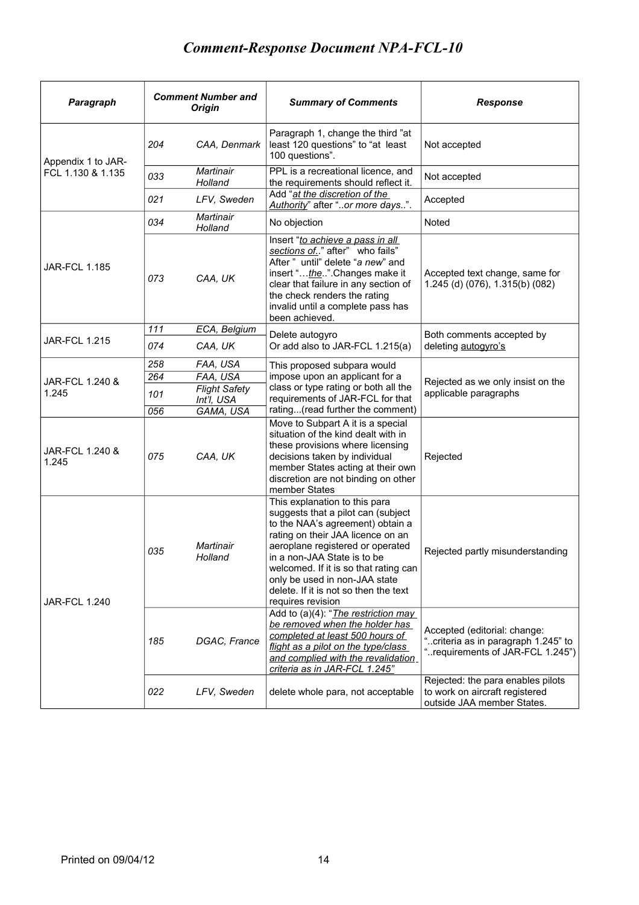# *Comment-Response Document NPA-FCL-10*

| Paragraph | Comment Number and Origin | | Summary of Comments | Response |
|---|---|---|---|---|
| Appendix 1 to JAR-FCL 1.130 & 1.135 | 204 | CAA, Denmark | Paragraph 1, change the third "at least 120 questions" to "at least 100 questions". | Not accepted |
| | 033 | *Martinair Holland* | PPL is a recreational licence, and the requirements should reflect it. | Not accepted |
| | 021 | *LFV, Sweden* | Add "*at the discretion of the Authority*" after "..*or more days*..". | Accepted |
| JAR-FCL 1.185 | 034 | *Martinair Holland* | No objection | Noted |
| | 073 | *CAA, UK* | Insert "*to achieve a pass in all sections of..*" after" who fails" After " until" delete "*a new*" and insert "…*the*..".Changes make it clear that failure in any section of the check renders the rating invalid until a complete pass has been achieved. | Accepted text change, same for 1.245 (d) (076), 1.315(b) (082) |
| JAR-FCL 1.215 | 111 | *ECA, Belgium* | Delete autogyro Or add also to JAR-FCL 1.215(a) | Both comments accepted by deleting autogyro's |
| | 074 | *CAA, UK* | | |
| JAR-FCL 1.240 & 1.245 | 258 | *FAA, USA* | This proposed subpara would impose upon an applicant for a class or type rating or both all the requirements of JAR-FCL for that rating...(read further the comment) | Rejected as we only insist on the applicable paragraphs |
| | 264 | *FAA, USA* | | |
| | 101 | *Flight Safety Int'l, USA* | | |
| | 056 | *GAMA, USA* | | |
| JAR-FCL 1.240 & 1.245 | 075 | *CAA, UK* | Move to Subpart A it is a special situation of the kind dealt with in these provisions where licensing decisions taken by individual member States acting at their own discretion are not binding on other member States | Rejected |
| JAR-FCL 1.240 | 035 | *Martinair Holland* | This explanation to this para suggests that a pilot can (subject to the NAA's agreement) obtain a rating on their JAA licence on an aeroplane registered or operated in a non-JAA State is to be welcomed. If it is so that rating can only be used in non-JAA state delete. If it is not so then the text requires revision | Rejected partly misunderstanding |
| | 185 | *DGAC, France* | Add to (a)(4): "*The restriction may be removed when the holder has completed at least 500 hours of flight as a pilot on the type/class and complied with the revalidation criteria as in JAR-FCL 1.245*" | Accepted (editorial: change: "..criteria as in paragraph 1.245" to "..requirements of JAR-FCL 1.245") |
| | 022 | *LFV, Sweden* | delete whole para, not acceptable | Rejected: the para enables pilots to work on aircraft registered outside JAA member States. |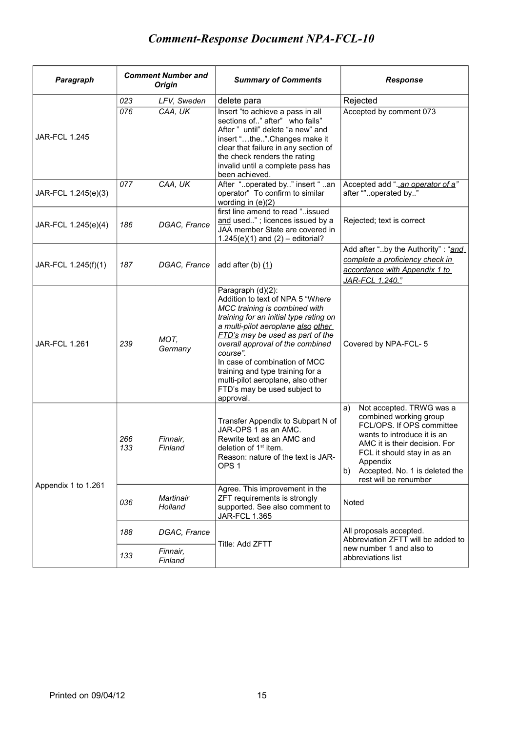# *Comment-Response Document NPA-FCL-10*

| Paragraph | Comment Number and Origin | | Summary of Comments | Response |
|---|---|---|---|---|
| JAR-FCL 1.245 | 023 | LFV, Sweden | delete para | Rejected |
| | 076 | CAA, UK | Insert "to achieve a pass in all sections of.." after" who fails" After " until" delete "a new" and insert "…the..".Changes make it clear that failure in any section of the check renders the rating invalid until a complete pass has been achieved. | Accepted by comment 073 |
| JAR-FCL 1.245(e)(3) | 077 | CAA, UK | After "..operated by.." insert " ..an operator" To confirm to similar wording in (e)(2) | Accepted add "*..an operator of a"* after ""..operated by.." |
| JAR-FCL 1.245(e)(4) | 186 | DGAC, France | first line amend to read "..issued <u>and</u> used.." ; licences issued by a JAA member State are covered in 1.245(e)(1) and (2) – editorial? | Rejected; text is correct |
| JAR-FCL 1.245(f)(1) | 187 | DGAC, France | add after (b) <u>(1)</u> | Add after "..by the Authority" : "*<u>and complete a proficiency check in accordance with Appendix 1 to JAR-FCL 1.240."</u>* |
| JAR-FCL 1.261 | 239 | MOT, Germany | Paragraph (d)(2):<br>Addition to text of NPA 5 "W*here MCC training is combined with training for an initial type rating on a multi-pilot aeroplane <u>also other FTD's</u> may be used as part of the overall approval of the combined course"*.<br>In case of combination of MCC training and type training for a multi-pilot aeroplane, also other FTD's may be used subject to approval. | Covered by NPA-FCL- 5 |
| Appendix 1 to 1.261 | 266<br>133 | Finnair, Finland | Transfer Appendix to Subpart N of JAR-OPS 1 as an AMC.<br>Rewrite text as an AMC and deletion of 1st item.<br>Reason: nature of the text is JAR-OPS 1 | a) Not accepted. TRWG was a combined working group FCL/OPS. If OPS committee wants to introduce it is an AMC it is their decision. For FCL it should stay in as an Appendix<br>b) Accepted. No. 1 is deleted the rest will be renumber |
| | 036 | Martinair Holland | Agree. This improvement in the ZFT requirements is strongly supported. See also comment to JAR-FCL 1.365 | Noted |
| | 188 | DGAC, France | Title: Add ZFTT | All proposals accepted. Abbreviation ZFTT will be added to new number 1 and also to abbreviations list |
| | 133 | Finnair, Finland | | |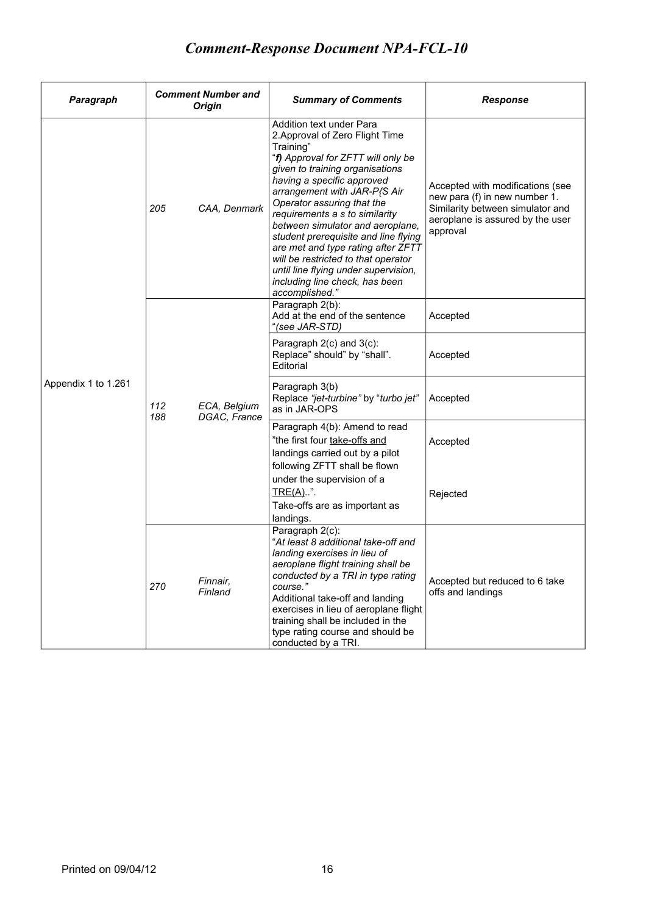# Comment-Response Document NPA-FCL-10

| Paragraph | Comment Number and Origin | | Summary of Comments | Response |
|---|---|---|---|---|
| Appendix 1 to 1.261 | 205 | CAA, Denmark | Addition text under Para 2.Approval of Zero Flight Time Training" "***f)*** *Approval for ZFTT will only be given to training organisations having a specific approved arrangement with JAR-P{S Air Operator assuring that the requirements a s to similarity between simulator and aeroplane, student prerequisite and line flying are met and type rating after ZFTT will be restricted to that operator until line flying under supervision, including line check, has been accomplished."* | Accepted with modifications (see new para (f) in new number 1. Similarity between simulator and aeroplane is assured by the user approval |
| | 112<br>188 | ECA, Belgium<br>DGAC, France | Paragraph 2(b):<br>Add at the end of the sentence "*(see JAR-STD)* | Accepted |
| | | | Paragraph 2(c) and 3(c):<br>Replace" should" by "shall".<br>Editorial | Accepted |
| | | | Paragraph 3(b)<br>Replace *"jet-turbine"* by "*turbo jet*" as in JAR-OPS | Accepted |
| | | | Paragraph 4(b): Amend to read "the first four take-offs and landings carried out by a pilot following ZFTT shall be flown under the supervision of a TRE(A)..".<br>Take-offs are as important as landings. | Accepted<br><br>Rejected |
| | 270 | Finnair, Finland | Paragraph 2(c):<br>"*At least 8 additional take-off and landing exercises in lieu of aeroplane flight training shall be conducted by a TRI in type rating course."*<br>Additional take-off and landing exercises in lieu of aeroplane flight training shall be included in the type rating course and should be conducted by a TRI. | Accepted but reduced to 6 take offs and landings |

Printed on 09/04/12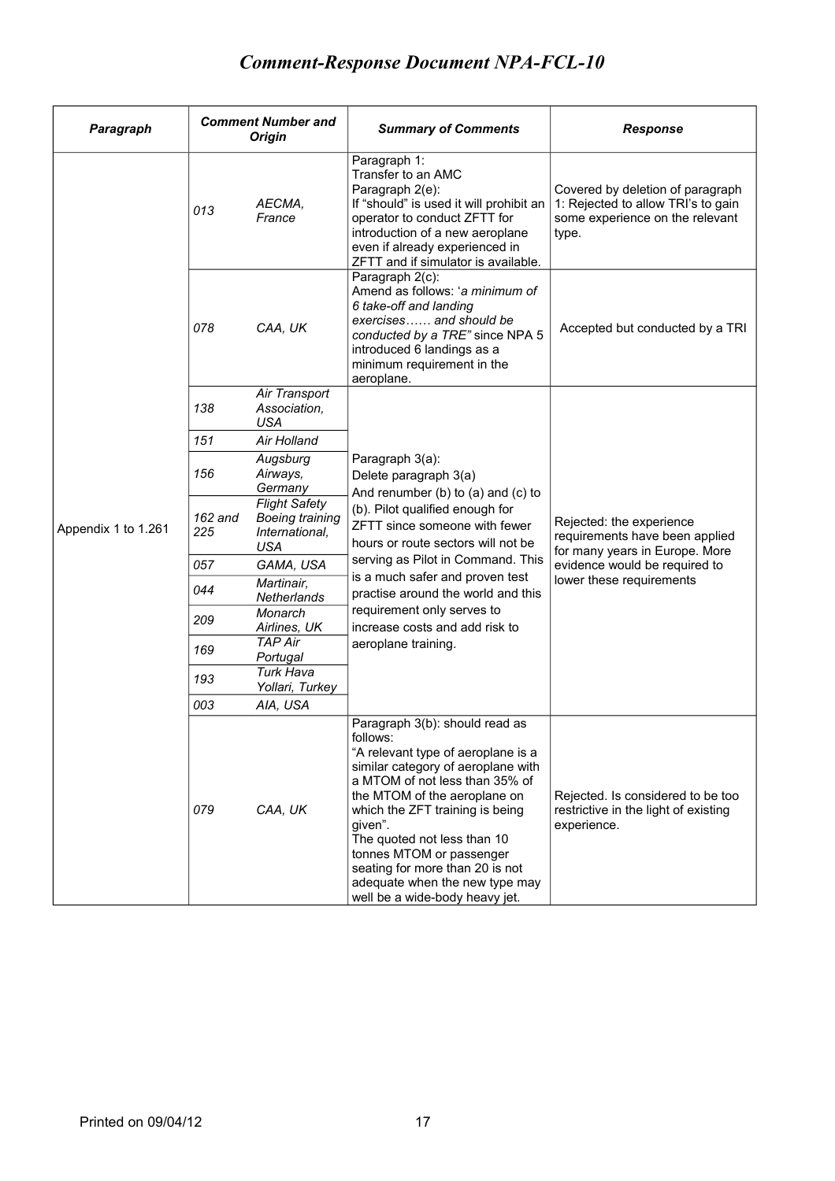# *Comment-Response Document NPA-FCL-10*

| Paragraph | Comment Number and Origin | | Summary of Comments | Response |
|---|---|---|---|---|
| Appendix 1 to 1.261 | *013* | *AECMA, France* | Paragraph 1:<br>Transfer to an AMC<br>Paragraph 2(e):<br>If "should" is used it will prohibit an operator to conduct ZFTT for introduction of a new aeroplane even if already experienced in ZFTT and if simulator is available. | Covered by deletion of paragraph 1: Rejected to allow TRI's to gain some experience on the relevant type. |
| | *078* | *CAA, UK* | Paragraph 2(c):<br>Amend as follows: '*a minimum of 6 take-off and landing exercises…… and should be conducted by a TRE"* since NPA 5 introduced 6 landings as a minimum requirement in the aeroplane. | Accepted but conducted by a TRI |
| | *138* | *Air Transport Association, USA* | Paragraph 3(a):<br>Delete paragraph 3(a)<br>And renumber (b) to (a) and (c) to (b). Pilot qualified enough for ZFTT since someone with fewer hours or route sectors will not be serving as Pilot in Command. This is a much safer and proven test practise around the world and this requirement only serves to increase costs and add risk to aeroplane training. | Rejected: the experience requirements have been applied for many years in Europe. More evidence would be required to lower these requirements |
| | *151* | *Air Holland* | | |
| | *156* | *Augsburg Airways, Germany* | | |
| | *162 and 225* | *Flight Safety Boeing training International, USA* | | |
| | *057* | *GAMA, USA* | | |
| | *044* | *Martinair, Netherlands* | | |
| | *209* | *Monarch Airlines, UK* | | |
| | *169* | *TAP Air Portugal* | | |
| | *193* | *Turk Hava Yollari, Turkey* | | |
| | *003* | *AIA, USA* | | |
| | *079* | *CAA, UK* | Paragraph 3(b): should read as follows:<br>"A relevant type of aeroplane is a similar category of aeroplane with a MTOM of not less than 35% of the MTOM of the aeroplane on which the ZFT training is being given".<br>The quoted not less than 10 tonnes MTOM or passenger seating for more than 20 is not adequate when the new type may well be a wide-body heavy jet. | Rejected. Is considered to be too restrictive in the light of existing experience. |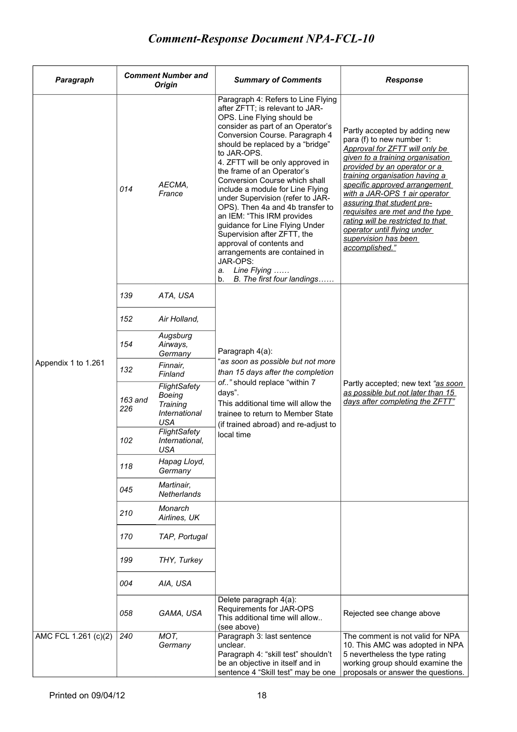# Comment-Response Document NPA-FCL-10

| Paragraph | Comment Number and Origin | | Summary of Comments | Response |
|---|---|---|---|---|
| Appendix 1 to 1.261 | 014 | AECMA, France | Paragraph 4: Refers to Line Flying after ZFTT; is relevant to JAR-OPS. Line Flying should be consider as part of an Operator's Conversion Course. Paragraph 4 should be replaced by a "bridge" to JAR-OPS.<br>4. ZFTT will be only approved in the frame of an Operator's Conversion Course which shall include a module for Line Flying under Supervision (refer to JAR-OPS). Then 4a and 4b transfer to an IEM: "This IRM provides guidance for Line Flying Under Supervision after ZFTT, the approval of contents and arrangements are contained in JAR-OPS:<br>a. *Line Flying ……*<br>b. *B. The first four landings……* | Partly accepted by adding new para (f) to new number 1:<br>*Approval for ZFTT will only be given to a training organisation provided by an operator or a training organisation having a specific approved arrangement with a JAR-OPS 1 air operator assuring that student pre-requisites are met and the type rating will be restricted to that operator until flying under supervision has been accomplished."* |
| | 139 | ATA, USA | Paragraph 4(a):<br>"*as soon as possible but not more than 15 days after the completion of..*" should replace "within 7 days".<br>This additional time will allow the trainee to return to Member State (if trained abroad) and re-adjust to local time | Partly accepted; new text *"as soon as possible but not later than 15 days after completing the ZFTT"* |
| | 152 | Air Holland, | | |
| | 154 | Augsburg Airways, Germany | | |
| | 132 | Finnair, Finland | | |
| | 163 and 226 | FlightSafety Boeing Training International USA | | |
| | 102 | FlightSafety International, USA | | |
| | 118 | Hapag Lloyd, Germany | | |
| | 045 | Martinair, Netherlands | | |
| | 210 | Monarch Airlines, UK | | |
| | 170 | TAP, Portugal | | |
| | 199 | THY, Turkey | | |
| | 004 | AIA, USA | | |
| | 058 | GAMA, USA | Delete paragraph 4(a): Requirements for JAR-OPS<br>This additional time will allow..<br>(see above) | Rejected see change above |
| AMC FCL 1.261 (c)(2) | 240 | MOT, Germany | Paragraph 3: last sentence unclear.<br>Paragraph 4: "skill test" shouldn't be an objective in itself and in sentence 4 "Skill test" may be one | The comment is not valid for NPA 10. This AMC was adopted in NPA 5 nevertheless the type rating working group should examine the proposals or answer the questions. |

Printed on 09/04/12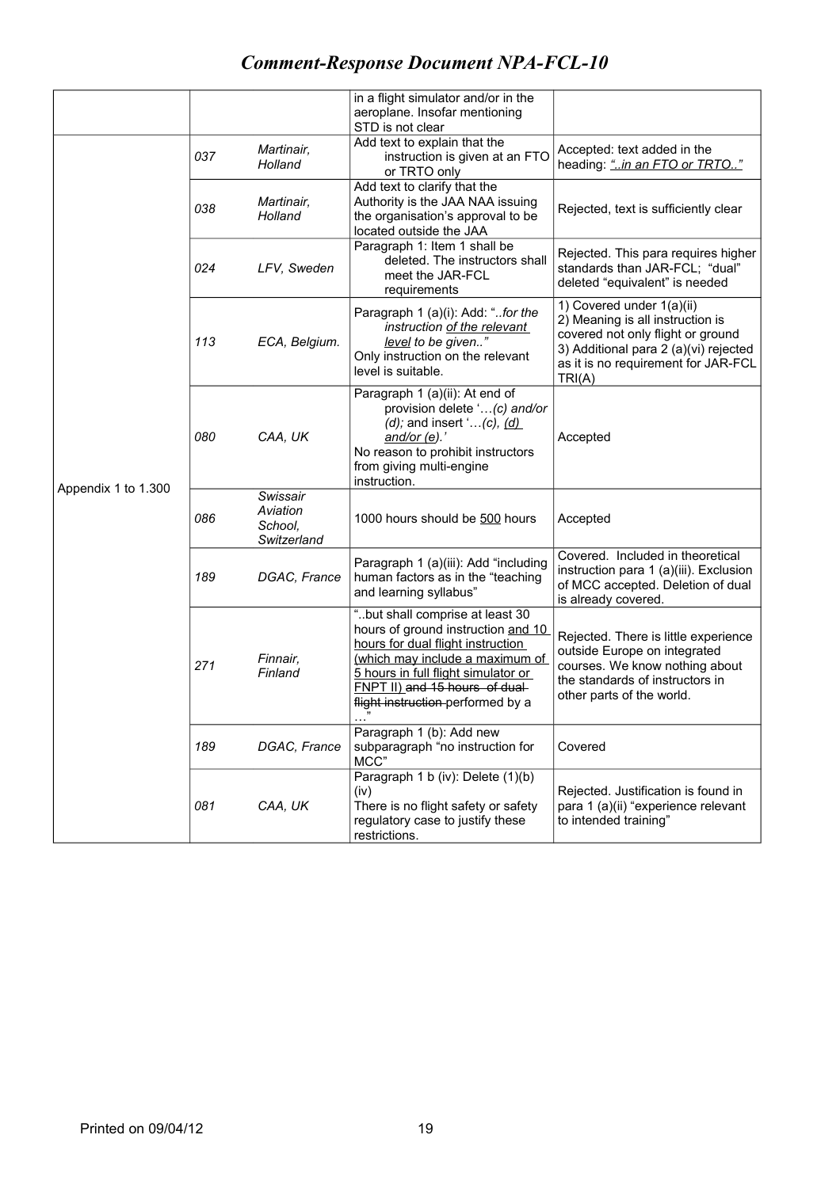| | | | | |
|---|---|---|---|---|
| | | | in a flight simulator and/or in the aeroplane. Insofar mentioning STD is not clear | |
| Appendix 1 to 1.300 | *037* | *Martinair, Holland* | Add text to explain that the instruction is given at an FTO or TRTO only | Accepted: text added in the heading: *"..in an FTO or TRTO.."* |
| | *038* | *Martinair, Holland* | Add text to clarify that the Authority is the JAA NAA issuing the organisation's approval to be located outside the JAA | Rejected, text is sufficiently clear |
| | *024* | *LFV, Sweden* | Paragraph 1: Item 1 shall be deleted. The instructors shall meet the JAR-FCL requirements | Rejected. This para requires higher standards than JAR-FCL; "dual" deleted "equivalent" is needed |
| | *113* | *ECA, Belgium.* | Paragraph 1 (a)(i): Add "..*for the instruction of the relevant level to be given..*" Only instruction on the relevant level is suitable. | 1) Covered under 1(a)(ii) 2) Meaning is all instruction is covered not only flight or ground 3) Additional para 2 (a)(vi) rejected as it is no requirement for JAR-FCL TRI(A) |
| | *080* | *CAA, UK* | Paragraph 1 (a)(ii): At end of provision delete '…*(c) and/or (d);* and insert '…*(c), (d) and/or (e).*' No reason to prohibit instructors from giving multi-engine instruction. | Accepted |
| | *086* | *Swissair Aviation School, Switzerland* | 1000 hours should be 500 hours | Accepted |
| | *189* | *DGAC, France* | Paragraph 1 (a)(iii): Add "including human factors as in the "teaching and learning syllabus" | Covered. Included in theoretical instruction para 1 (a)(iii). Exclusion of MCC accepted. Deletion of dual is already covered. |
| | *271* | *Finnair, Finland* | "..but shall comprise at least 30 hours of ground instruction and 10 hours for dual flight instruction (which may include a maximum of 5 hours in full flight simulator or FNPT II) ~~and 15 hours of dual flight instruction~~ performed by a …" | Rejected. There is little experience outside Europe on integrated courses. We know nothing about the standards of instructors in other parts of the world. |
| | *189* | *DGAC, France* | Paragraph 1 (b): Add new subparagraph "no instruction for MCC" | Covered |
| | *081* | *CAA, UK* | Paragraph 1 b (iv): Delete (1)(b)(iv) There is no flight safety or safety regulatory case to justify these restrictions. | Rejected. Justification is found in para 1 (a)(ii) "experience relevant to intended training" |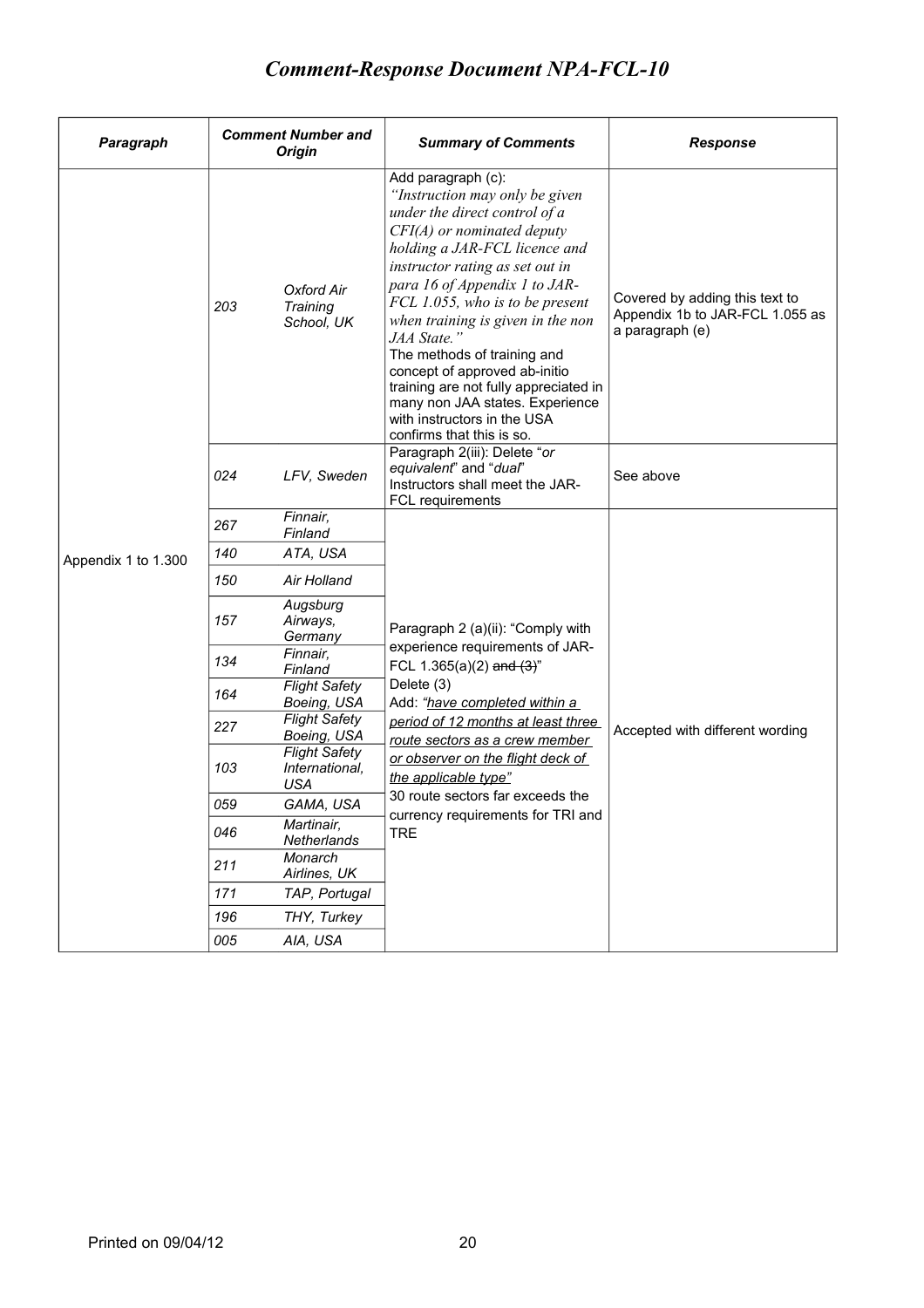# Comment-Response Document NPA-FCL-10

| Paragraph | Comment Number and Origin | | Summary of Comments | Response |
|---|---|---|---|---|
| Appendix 1 to 1.300 | 203 | Oxford Air Training School, UK | Add paragraph (c): *"Instruction may only be given under the direct control of a CFI(A) or nominated deputy holding a JAR-FCL licence and instructor rating as set out in para 16 of Appendix 1 to JAR-FCL 1.055, who is to be present when training is given in the non JAA State."* The methods of training and concept of approved ab-initio training are not fully appreciated in many non JAA states. Experience with instructors in the USA confirms that this is so. | Covered by adding this text to Appendix 1b to JAR-FCL 1.055 as a paragraph (e) |
| | 024 | LFV, Sweden | Paragraph 2(iii): Delete "*or equivalent*" and "*dual*" Instructors shall meet the JAR-FCL requirements | See above |
| | 267 | Finnair, Finland | Paragraph 2 (a)(ii): "Comply with experience requirements of JAR-FCL 1.365(a)(2) ~~and (3)~~" Delete (3) Add: *"have completed within a period of 12 months at least three route sectors as a crew member or observer on the flight deck of the applicable type"* 30 route sectors far exceeds the currency requirements for TRI and TRE | Accepted with different wording |
| | 140 | ATA, USA | | |
| | 150 | Air Holland | | |
| | 157 | Augsburg Airways, Germany | | |
| | 134 | Finnair, Finland | | |
| | 164 | Flight Safety Boeing, USA | | |
| | 227 | Flight Safety Boeing, USA | | |
| | 103 | Flight Safety International, USA | | |
| | 059 | GAMA, USA | | |
| | 046 | Martinair, Netherlands | | |
| | 211 | Monarch Airlines, UK | | |
| | 171 | TAP, Portugal | | |
| | 196 | THY, Turkey | | |
| | 005 | AIA, USA | | |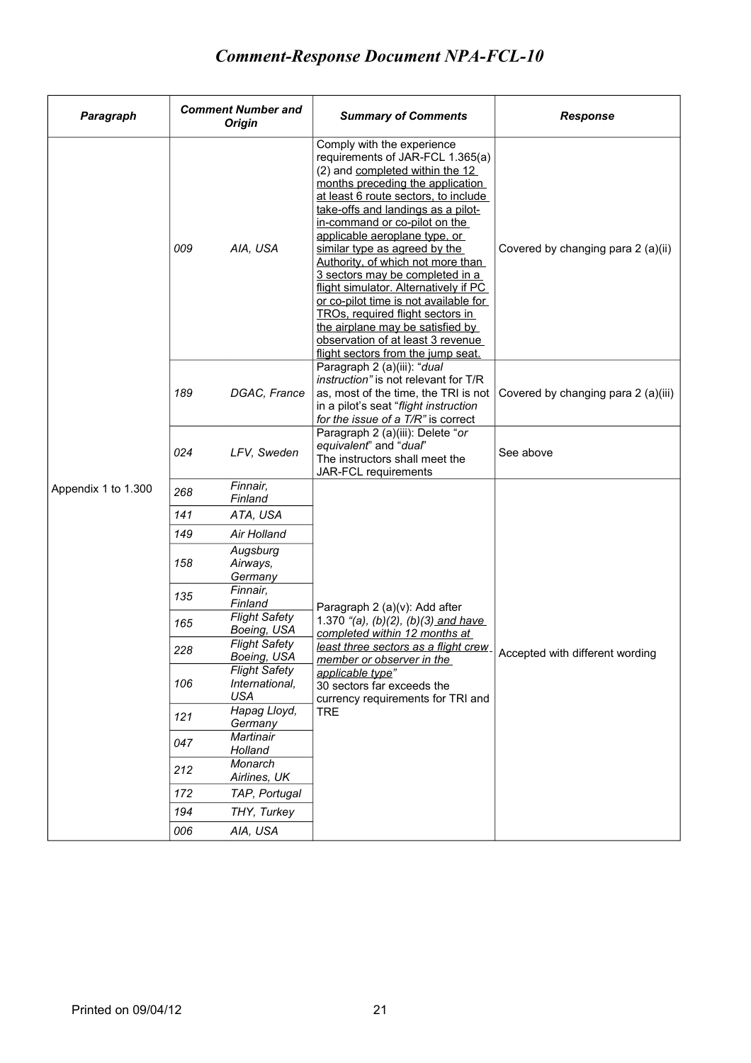# *Comment-Response Document NPA-FCL-10*

| Paragraph | Comment Number and Origin | | Summary of Comments | Response |
|---|---|---|---|---|
| Appendix 1 to 1.300 | 009 | AIA, USA | Comply with the experience requirements of JAR-FCL 1.365(a)(2) and completed within the 12 months preceding the application at least 6 route sectors, to include take-offs and landings as a pilot-in-command or co-pilot on the applicable aeroplane type, or similar type as agreed by the Authority, of which not more than 3 sectors may be completed in a flight simulator. Alternatively if PC or co-pilot time is not available for TROs, required flight sectors in the airplane may be satisfied by observation of at least 3 revenue flight sectors from the jump seat. | Covered by changing para 2 (a)(ii) |
| | 189 | DGAC, France | Paragraph 2 (a)(iii): "*dual instruction"* is not relevant for T/R as, most of the time, the TRI is not in a pilot's seat "*flight instruction for the issue of a T/R"* is correct | Covered by changing para 2 (a)(iii) |
| | 024 | LFV, Sweden | Paragraph 2 (a)(iii): Delete "*or equivalent*" and "*dual*" The instructors shall meet the JAR-FCL requirements | See above |
| | 268 | Finnair, Finland | Paragraph 2 (a)(v): Add after 1.370 *"(a), (b)(2), (b)(3) and have completed within 12 months at least three sectors as a flight crew member or observer in the applicable type"* 30 sectors far exceeds the currency requirements for TRI and TRE | Accepted with different wording |
| | 141 | ATA, USA | | |
| | 149 | Air Holland | | |
| | 158 | Augsburg Airways, Germany | | |
| | 135 | Finnair, Finland | | |
| | 165 | Flight Safety Boeing, USA | | |
| | 228 | Flight Safety Boeing, USA | | |
| | 106 | Flight Safety International, USA | | |
| | 121 | Hapag Lloyd, Germany | | |
| | 047 | Martinair Holland | | |
| | 212 | Monarch Airlines, UK | | |
| | 172 | TAP, Portugal | | |
| | 194 | THY, Turkey | | |
| | 006 | AIA, USA | | |

Printed on 09/04/12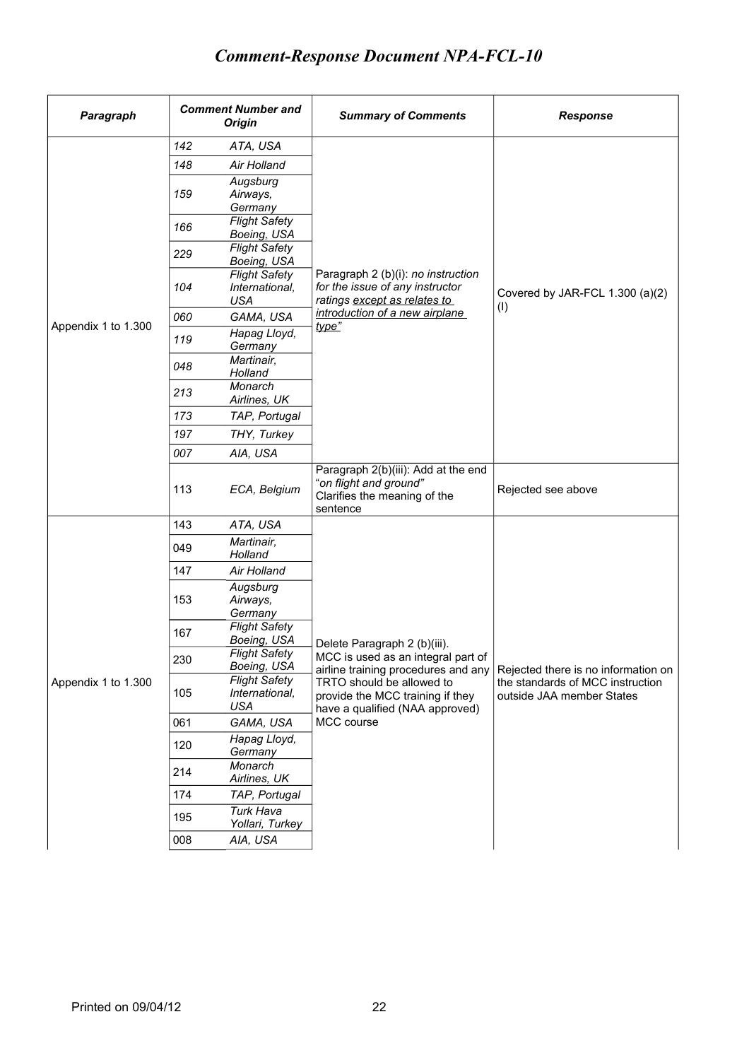# *Comment-Response Document NPA-FCL-10*

| Paragraph | Comment Number and Origin | | Summary of Comments | Response |
|---|---|---|---|---|
| Appendix 1 to 1.300 | 142 | ATA, USA | Paragraph 2 (b)(i): *no instruction for the issue of any instructor ratings except as relates to introduction of a new airplane type"* | Covered by JAR-FCL 1.300 (a)(2)(I) |
| | 148 | Air Holland | | |
| | 159 | Augsburg Airways, Germany | | |
| | 166 | Flight Safety Boeing, USA | | |
| | 229 | Flight Safety Boeing, USA | | |
| | 104 | Flight Safety International, USA | | |
| | 060 | GAMA, USA | | |
| | 119 | Hapag Lloyd, Germany | | |
| | 048 | Martinair, Holland | | |
| | 213 | Monarch Airlines, UK | | |
| | 173 | TAP, Portugal | | |
| | 197 | THY, Turkey | | |
| | 007 | AIA, USA | | |
| | 113 | ECA, Belgium | Paragraph 2(b)(iii): Add at the end "*on flight and ground"* Clarifies the meaning of the sentence | Rejected see above |
| Appendix 1 to 1.300 | 143 | ATA, USA | Delete Paragraph 2 (b)(iii). MCC is used as an integral part of airline training procedures and any TRTO should be allowed to provide the MCC training if they have a qualified (NAA approved) MCC course | Rejected there is no information on the standards of MCC instruction outside JAA member States |
| | 049 | Martinair, Holland | | |
| | 147 | Air Holland | | |
| | 153 | Augsburg Airways, Germany | | |
| | 167 | Flight Safety Boeing, USA | | |
| | 230 | Flight Safety Boeing, USA | | |
| | 105 | Flight Safety International, USA | | |
| | 061 | GAMA, USA | | |
| | 120 | Hapag Lloyd, Germany | | |
| | 214 | Monarch Airlines, UK | | |
| | 174 | TAP, Portugal | | |
| | 195 | Turk Hava Yollari, Turkey | | |
| | 008 | AIA, USA | | |

Printed on 09/04/12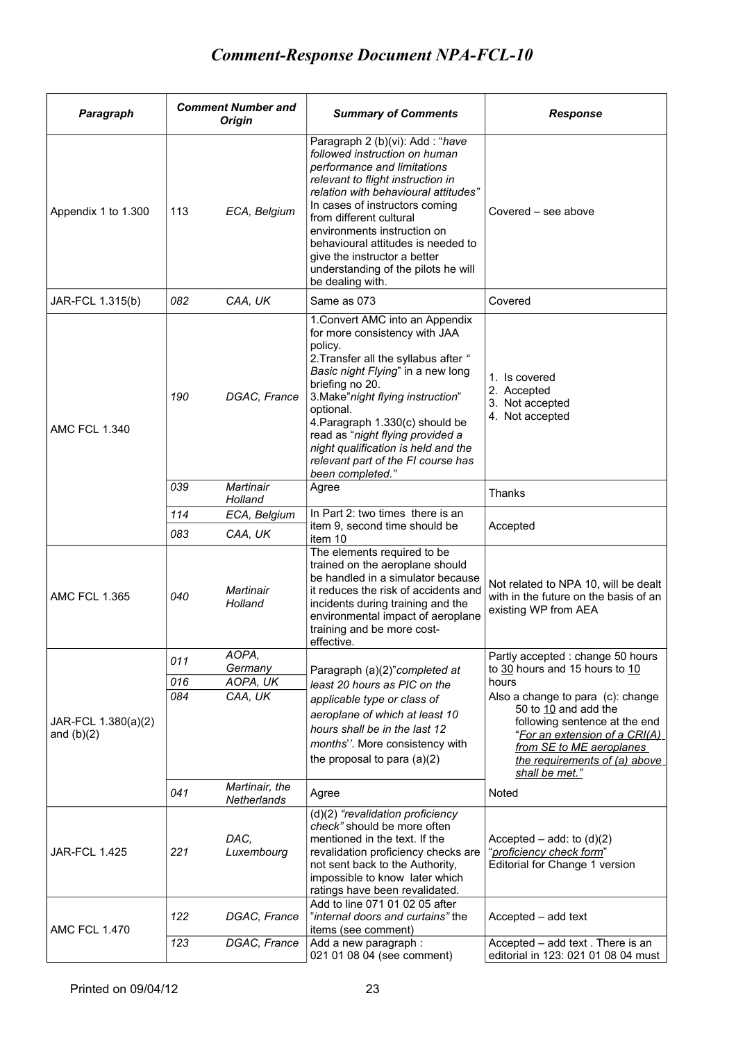# *Comment-Response Document NPA-FCL-10*

| Paragraph | Comment Number and Origin | | Summary of Comments | Response |
|---|---|---|---|---|
| Appendix 1 to 1.300 | 113 | *ECA, Belgium* | Paragraph 2 (b)(vi): Add : "*have followed instruction on human performance and limitations relevant to flight instruction in relation with behavioural attitudes"* In cases of instructors coming from different cultural environments instruction on behavioural attitudes is needed to give the instructor a better understanding of the pilots he will be dealing with. | Covered – see above |
| JAR-FCL 1.315(b) | *082* | *CAA, UK* | Same as 073 | Covered |
| AMC FCL 1.340 | *190* | *DGAC, France* | 1.Convert AMC into an Appendix for more consistency with JAA policy.<br>2.Transfer all the syllabus after *" Basic night Flying*" in a new long briefing no 20.<br>3.Make"*night flying instruction*" optional.<br>4.Paragraph 1.330(c) should be read as "*night flying provided a night qualification is held and the relevant part of the FI course has been completed."* | 1. Is covered<br>2. Accepted<br>3. Not accepted<br>4. Not accepted |
| | *039* | *Martinair Holland* | Agree | Thanks |
| | *114* | *ECA, Belgium* | In Part 2: two times there is an item 9, second time should be item 10 | Accepted |
| | *083* | *CAA, UK* | | |
| AMC FCL 1.365 | *040* | *Martinair Holland* | The elements required to be trained on the aeroplane should be handled in a simulator because it reduces the risk of accidents and incidents during training and the environmental impact of aeroplane training and be more cost-effective. | Not related to NPA 10, will be dealt with in the future on the basis of an existing WP from AEA |
| JAR-FCL 1.380(a)(2) and (b)(2) | *011* | *AOPA, Germany* | Paragraph (a)(2)"*completed at least 20 hours as PIC on the applicable type or class of aeroplane of which at least 10 hours shall be in the last 12 months''.* More consistency with the proposal to para (a)(2) | Partly accepted : change 50 hours to <u>30</u> hours and 15 hours to <u>10</u> hours<br>Also a change to para (c): change 50 to <u>10</u> and add the following sentence at the end "*<u>For an extension of a CRI(A) from SE to ME aeroplanes the requirements of (a) above shall be met."</u>* |
| | *016* | *AOPA, UK* | | |
| | *084* | *CAA, UK* | | |
| | *041* | *Martinair, the Netherlands* | Agree | Noted |
| JAR-FCL 1.425 | *221* | *DAC, Luxembourg* | (d)(2) *"revalidation proficiency check"* should be more often mentioned in the text. If the revalidation proficiency checks are not sent back to the Authority, impossible to know later which ratings have been revalidated. | Accepted – add: to (d)(2) "*<u>proficiency check form</u>*"<br>Editorial for Change 1 version |
| AMC FCL 1.470 | *122* | *DGAC, France* | Add to line 071 01 02 05 after "*internal doors and curtains"* the items (see comment) | Accepted – add text |
| | *123* | *DGAC, France* | Add a new paragraph : 021 01 08 04 (see comment) | Accepted – add text . There is an editorial in 123: 021 01 08 04 must |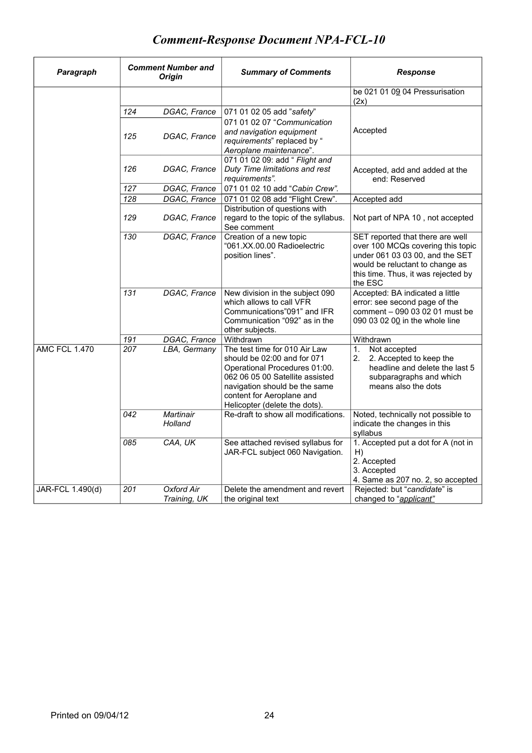# Comment-Response Document NPA-FCL-10

| Paragraph | Comment Number and Origin | | Summary of Comments | Response |
|---|---|---|---|---|
| | | | | be 021 01 0<u>9</u> 04 Pressurisation (2x) |
| | *124* | *DGAC, France* | 071 01 02 05 add "*safety*" | Accepted |
| | *125* | *DGAC, France* | 071 01 02 07 "*Communication and navigation equipment requirements*" replaced by " *Aeroplane maintenance*". | |
| | *126* | *DGAC, France* | 071 01 02 09: add " *Flight and Duty Time limitations and rest requirements"*. | Accepted, add and added at the end: Reserved |
| | *127* | *DGAC, France* | 071 01 02 10 add "*Cabin Crew"*. | |
| | *128* | *DGAC, France* | 071 01 02 08 add "Flight Crew". | Accepted add |
| | *129* | *DGAC, France* | Distribution of questions with regard to the topic of the syllabus. See comment | Not part of NPA 10 , not accepted |
| | *130* | *DGAC, France* | Creation of a new topic "061.XX.00.00 Radioelectric position lines". | SET reported that there are well over 100 MCQs covering this topic under 061 03 03 00, and the SET would be reluctant to change as this time. Thus, it was rejected by the ESC |
| | *131* | *DGAC, France* | New division in the subject 090 which allows to call VFR Communications"091" and IFR Communication "092" as in the other subjects. | Accepted: BA indicated a little error: see second page of the comment – 090 03 02 01 must be 090 03 02 0<u>0</u> in the whole line |
| | *191* | *DGAC, France* | Withdrawn | Withdrawn |
| AMC FCL 1.470 | *207* | *LBA, Germany* | The test time for 010 Air Law should be 02:00 and for 071 Operational Procedures 01:00. 062 06 05 00 Satellite assisted navigation should be the same content for Aeroplane and Helicopter (delete the dots). | 1. Not accepted<br>2. 2. Accepted to keep the headline and delete the last 5 subparagraphs and which means also the dots |
| | *042* | *Martinair Holland* | Re-draft to show all modifications. | Noted, technically not possible to indicate the changes in this syllabus |
| | *085* | *CAA, UK* | See attached revised syllabus for JAR-FCL subject 060 Navigation. | 1. Accepted put a dot for A (not in H)<br>2. Accepted<br>3. Accepted<br>4. Same as 207 no. 2, so accepted |
| JAR-FCL 1.490(d) | *201* | *Oxford Air Training, UK* | Delete the amendment and revert the original text | Rejected: but "*candidate*" is changed to "*<u>applicant"</u>* |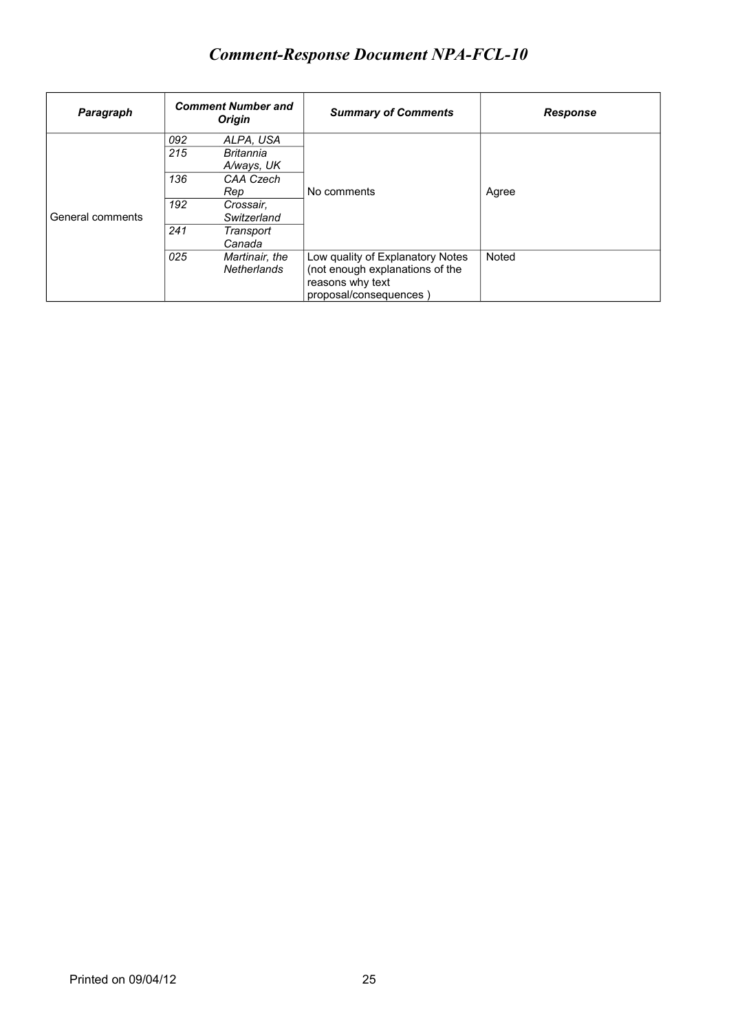# *Comment-Response Document NPA-FCL-10*

| Paragraph | Comment Number and Origin | | Summary of Comments | Response |
|---|---|---|---|---|
| General comments | *092* | *ALPA, USA* | No comments | Agree |
| | *215* | *Britannia A/ways, UK* | | |
| | *136* | *CAA Czech Rep* | | |
| | *192* | *Crossair, Switzerland* | | |
| | *241* | *Transport Canada* | | |
| | *025* | *Martinair, the Netherlands* | Low quality of Explanatory Notes (not enough explanations of the reasons why text proposal/consequences ) | Noted |

Printed on 09/04/12